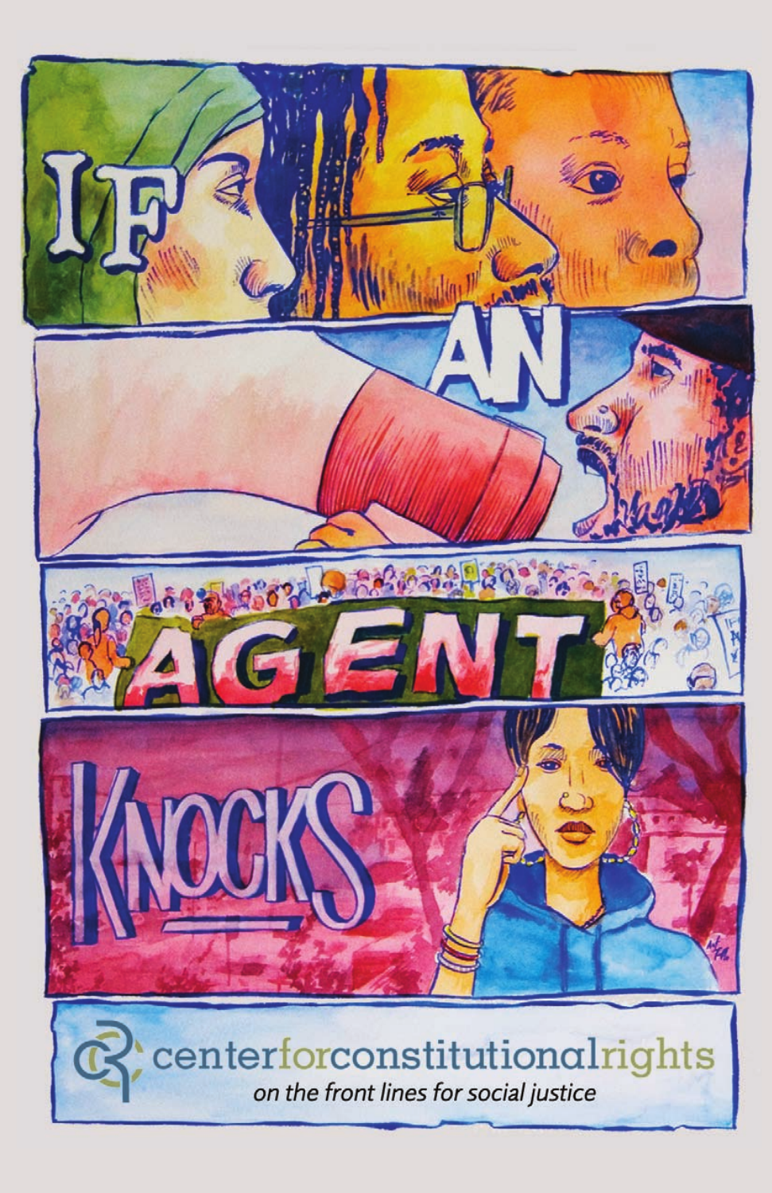# IF AN AGENT KNOCKS

center for constitutional rights

*on the front lines for social justice*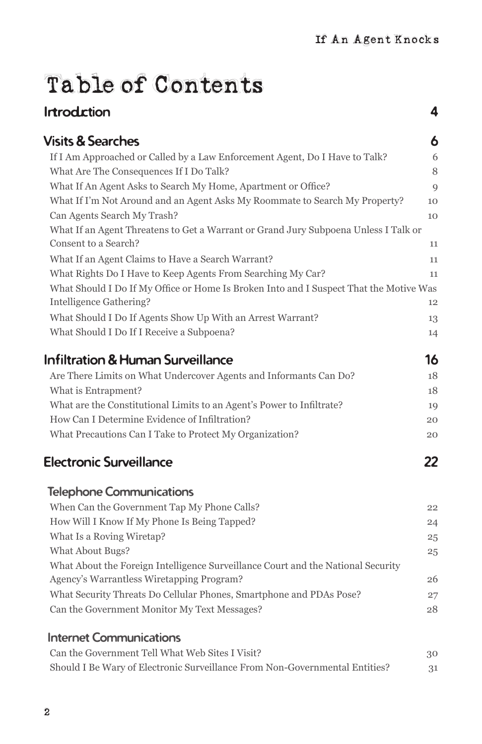# Table of Contents

## Introduction 4

## Visits & Searches 6

- If I Am Approached or Called by a Law Enforcement Agent, Do I Have to Talk? 6
- What Are The Consequences If I Do Talk? 8
- What If An Agent Asks to Search My Home, Apartment or Office? 9
- What If I'm Not Around and an Agent Asks My Roommate to Search My Property? 10
- Can Agents Search My Trash? 10
- What If an Agent Threatens to Get a Warrant or Grand Jury Subpoena Unless I Talk or Consent to a Search? 11
- What If an Agent Claims to Have a Search Warrant? 11
- What Rights Do I Have to Keep Agents From Searching My Car? 11
- What Should I Do If My Office or Home Is Broken Into and I Suspect That the Motive Was Intelligence Gathering? 12
- What Should I Do If Agents Show Up With an Arrest Warrant? 13
- What Should I Do If I Receive a Subpoena? 14

## Infiltration & Human Surveillance 16

- Are There Limits on What Undercover Agents and Informants Can Do? 18
- What is Entrapment? 18
- What are the Constitutional Limits to an Agent's Power to Infiltrate? 19
- How Can I Determine Evidence of Infiltration? 20
- What Precautions Can I Take to Protect My Organization? 20

## Electronic Surveillance 22

### Telephone Communications

- When Can the Government Tap My Phone Calls? 22
- How Will I Know If My Phone Is Being Tapped? 24
- What Is a Roving Wiretap? 25
- What About Bugs? 25
- What About the Foreign Intelligence Surveillance Court and the National Security Agency's Warrantless Wiretapping Program? 26
- What Security Threats Do Cellular Phones, Smartphone and PDAs Pose? 27
- Can the Government Monitor My Text Messages? 28

### Internet Communications

- Can the Government Tell What Web Sites I Visit? 30
- Should I Be Wary of Electronic Surveillance From Non-Governmental Entities? 31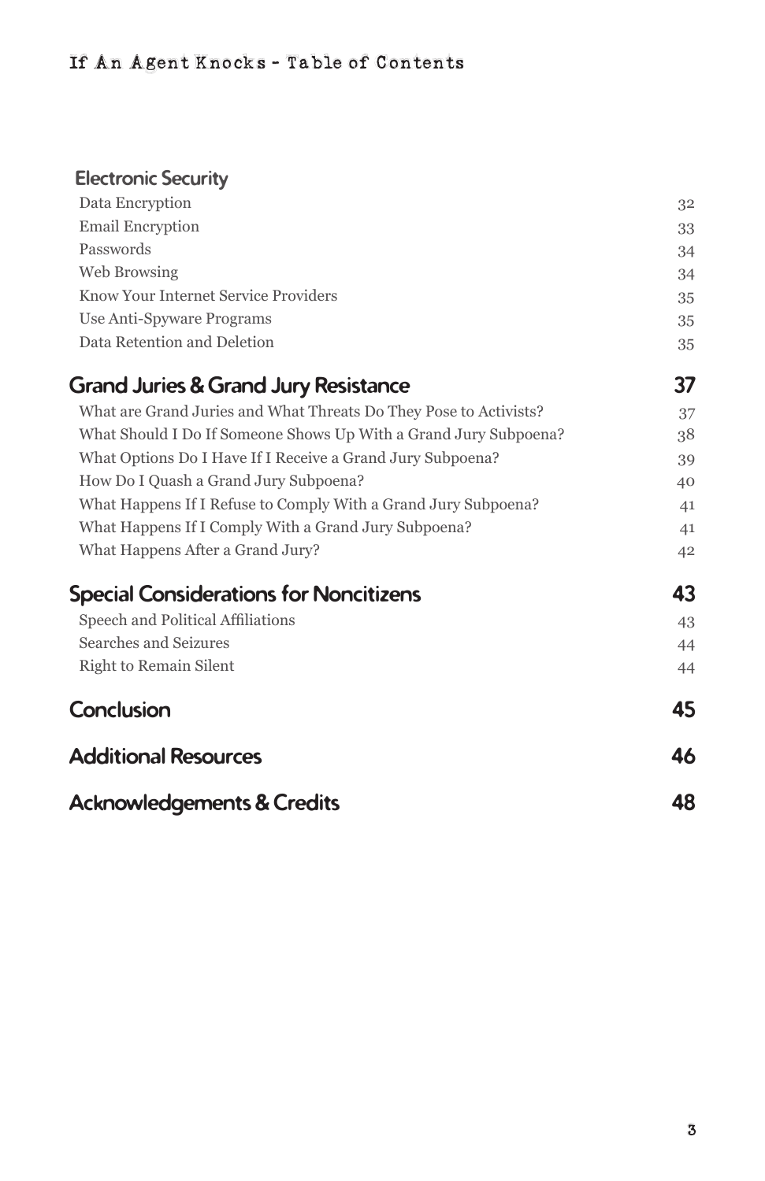**Electronic Security**

| | |
|---|---|
| Data Encryption | 32 |
| Email Encryption | 33 |
| Passwords | 34 |
| Web Browsing | 34 |
| Know Your Internet Service Providers | 35 |
| Use Anti-Spyware Programs | 35 |
| Data Retention and Deletion | 35 |

## Grand Juries & Grand Jury Resistance — 37

| | |
|---|---|
| What are Grand Juries and What Threats Do They Pose to Activists? | 37 |
| What Should I Do If Someone Shows Up With a Grand Jury Subpoena? | 38 |
| What Options Do I Have If I Receive a Grand Jury Subpoena? | 39 |
| How Do I Quash a Grand Jury Subpoena? | 40 |
| What Happens If I Refuse to Comply With a Grand Jury Subpoena? | 41 |
| What Happens If I Comply With a Grand Jury Subpoena? | 41 |
| What Happens After a Grand Jury? | 42 |

## Special Considerations for Noncitizens — 43

| | |
|---|---|
| Speech and Political Affiliations | 43 |
| Searches and Seizures | 44 |
| Right to Remain Silent | 44 |

## Conclusion — 45

## Additional Resources — 46

## Acknowledgements & Credits — 48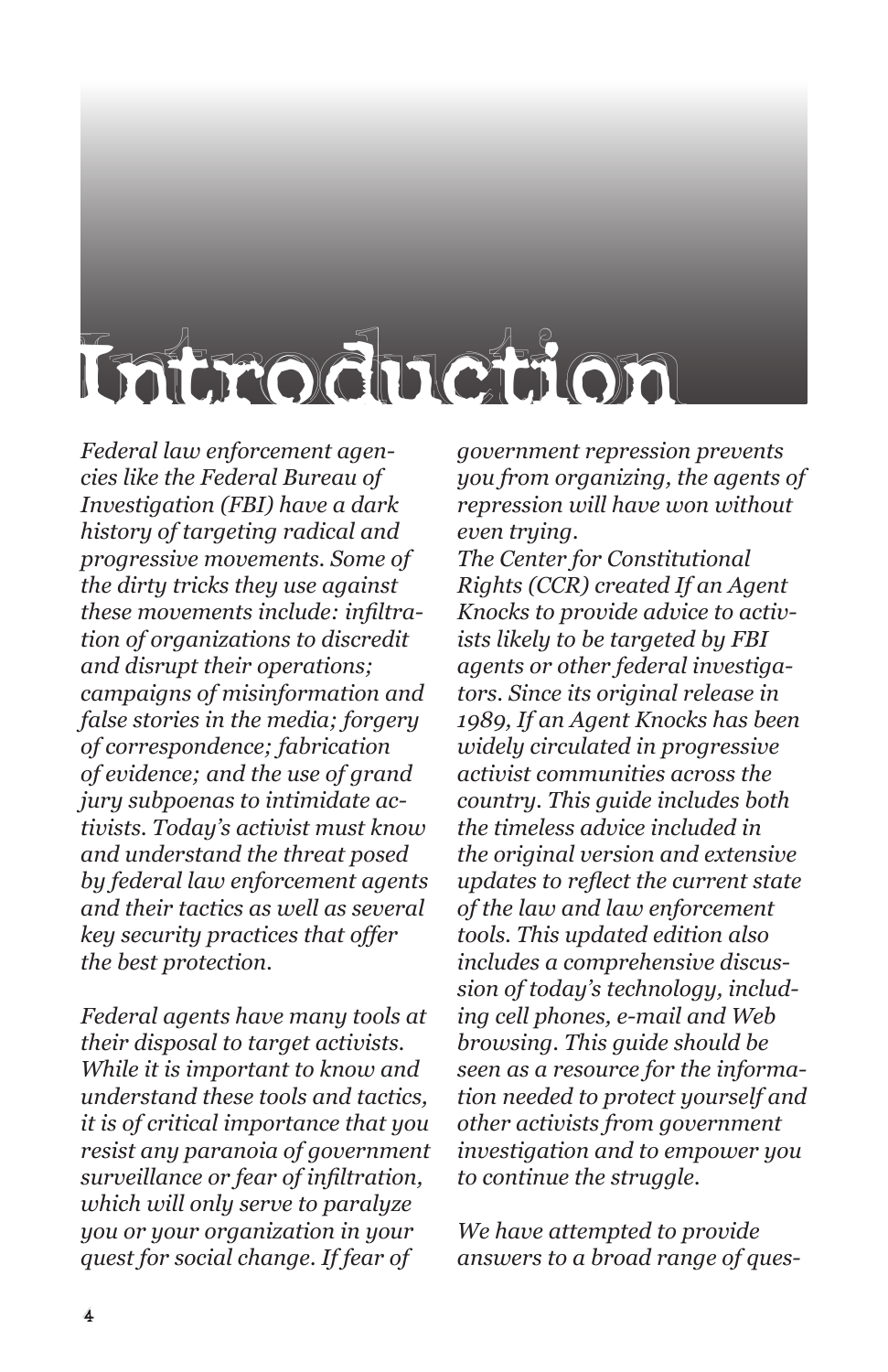# Introduction

*Federal law enforcement agencies like the Federal Bureau of Investigation (FBI) have a dark history of targeting radical and progressive movements. Some of the dirty tricks they use against these movements include: infiltration of organizations to discredit and disrupt their operations; campaigns of misinformation and false stories in the media; forgery of correspondence; fabrication of evidence; and the use of grand jury subpoenas to intimidate activists. Today's activist must know and understand the threat posed by federal law enforcement agents and their tactics as well as several key security practices that offer the best protection.*

*Federal agents have many tools at their disposal to target activists. While it is important to know and understand these tools and tactics, it is of critical importance that you resist any paranoia of government surveillance or fear of infiltration, which will only serve to paralyze you or your organization in your quest for social change. If fear of government repression prevents you from organizing, the agents of repression will have won without even trying.*

*The Center for Constitutional Rights (CCR) created If an Agent Knocks to provide advice to activists likely to be targeted by FBI agents or other federal investigators. Since its original release in 1989, If an Agent Knocks has been widely circulated in progressive activist communities across the country. This guide includes both the timeless advice included in the original version and extensive updates to reflect the current state of the law and law enforcement tools. This updated edition also includes a comprehensive discussion of today's technology, including cell phones, e-mail and Web browsing. This guide should be seen as a resource for the information needed to protect yourself and other activists from government investigation and to empower you to continue the struggle.*

*We have attempted to provide answers to a broad range of ques-*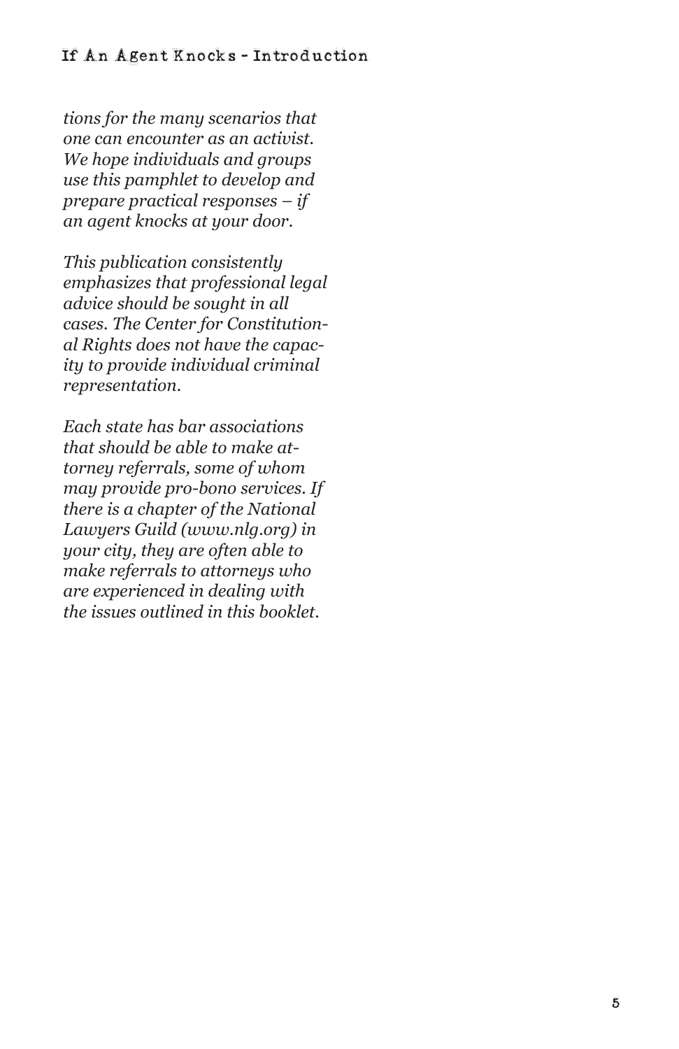*tions for the many scenarios that one can encounter as an activist. We hope individuals and groups use this pamphlet to develop and prepare practical responses – if an agent knocks at your door.*

*This publication consistently emphasizes that professional legal advice should be sought in all cases. The Center for Constitutional Rights does not have the capacity to provide individual criminal representation.*

*Each state has bar associations that should be able to make attorney referrals, some of whom may provide pro-bono services. If there is a chapter of the National Lawyers Guild (www.nlg.org) in your city, they are often able to make referrals to attorneys who are experienced in dealing with the issues outlined in this booklet.*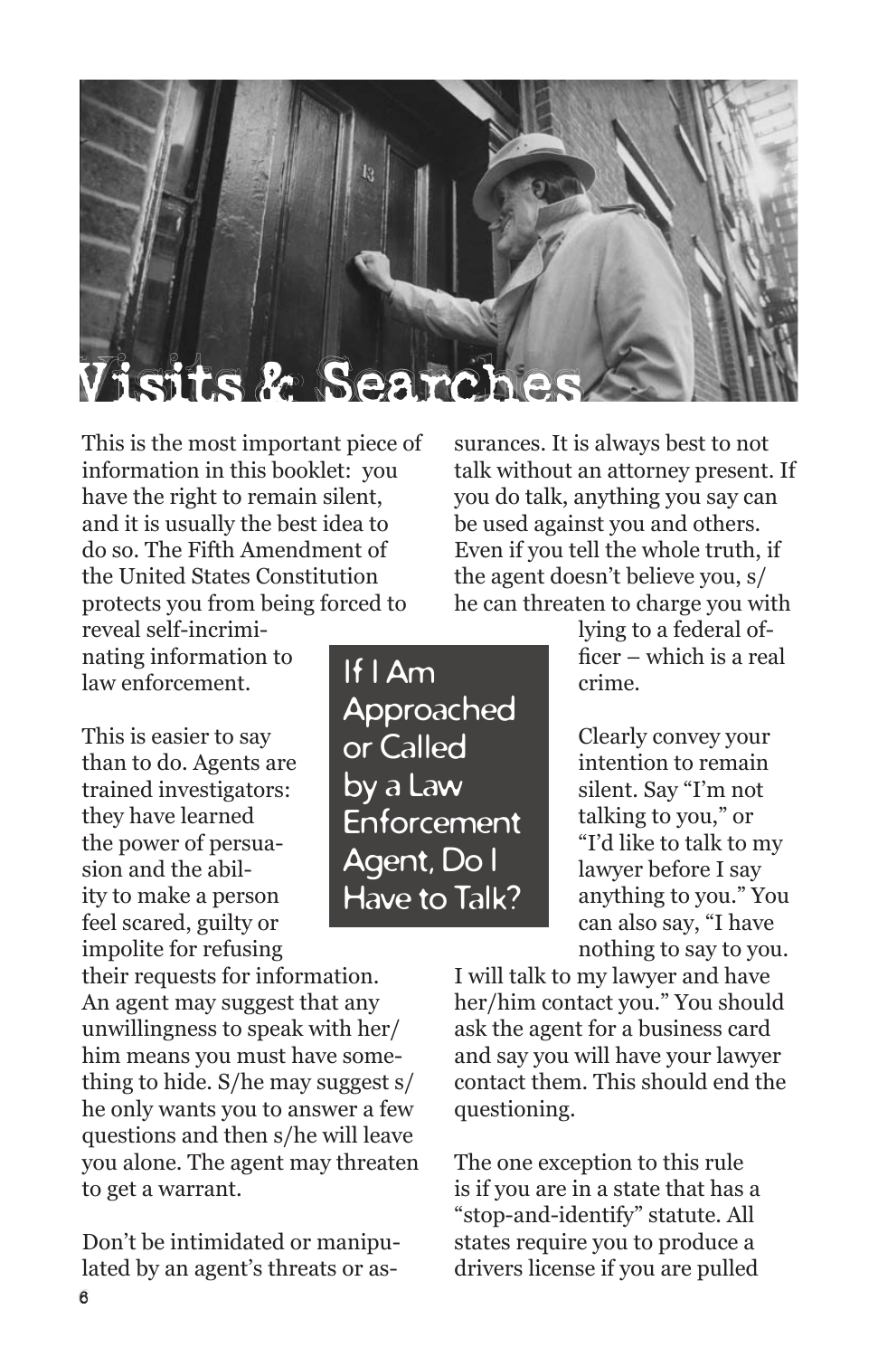# Visits & Searches

## If I Am Approached or Called by a Law Enforcement Agent, Do I Have to Talk?

This is the most important piece of information in this booklet: you have the right to remain silent, and it is usually the best idea to do so. The Fifth Amendment of the United States Constitution protects you from being forced to reveal self-incriminating information to law enforcement.

This is easier to say than to do. Agents are trained investigators: they have learned the power of persuasion and the ability to make a person feel scared, guilty or impolite for refusing their requests for information. An agent may suggest that any unwillingness to speak with her/him means you must have something to hide. S/he may suggest s/he only wants you to answer a few questions and then s/he will leave you alone. The agent may threaten to get a warrant.

Don't be intimidated or manipulated by an agent's threats or assurances. It is always best to not talk without an attorney present. If you do talk, anything you say can be used against you and others. Even if you tell the whole truth, if the agent doesn't believe you, s/he can threaten to charge you with lying to a federal officer – which is a real crime.

Clearly convey your intention to remain silent. Say "I'm not talking to you," or "I'd like to talk to my lawyer before I say anything to you." You can also say, "I have nothing to say to you. I will talk to my lawyer and have her/him contact you." You should ask the agent for a business card and say you will have your lawyer contact them. This should end the questioning.

The one exception to this rule is if you are in a state that has a "stop-and-identify" statute. All states require you to produce a drivers license if you are pulled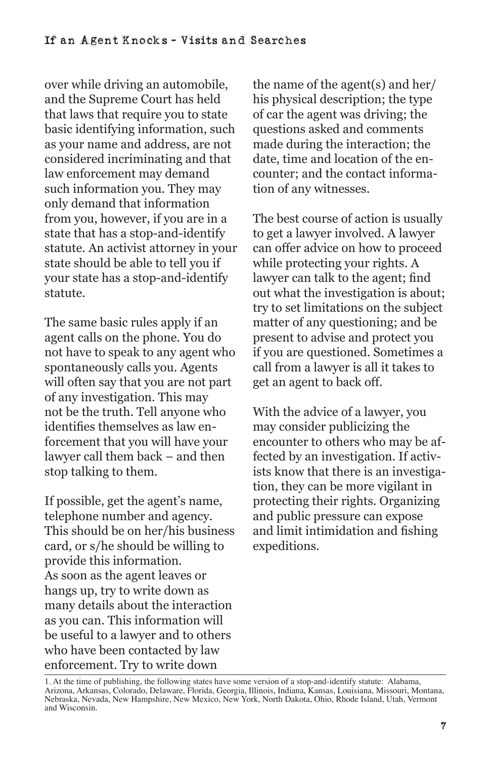over while driving an automobile, and the Supreme Court has held that laws that require you to state basic identifying information, such as your name and address, are not considered incriminating and that law enforcement may demand such information you. They may only demand that information from you, however, if you are in a state that has a stop-and-identify statute. An activist attorney in your state should be able to tell you if your state has a stop-and-identify statute.

The same basic rules apply if an agent calls on the phone. You do not have to speak to any agent who spontaneously calls you. Agents will often say that you are not part of any investigation. This may not be the truth. Tell anyone who identifies themselves as law enforcement that you will have your lawyer call them back – and then stop talking to them.

If possible, get the agent's name, telephone number and agency. This should be on her/his business card, or s/he should be willing to provide this information.
As soon as the agent leaves or hangs up, try to write down as many details about the interaction as you can. This information will be useful to a lawyer and to others who have been contacted by law enforcement. Try to write down the name of the agent(s) and her/his physical description; the type of car the agent was driving; the questions asked and comments made during the interaction; the date, time and location of the encounter; and the contact information of any witnesses.

The best course of action is usually to get a lawyer involved. A lawyer can offer advice on how to proceed while protecting your rights. A lawyer can talk to the agent; find out what the investigation is about; try to set limitations on the subject matter of any questioning; and be present to advise and protect you if you are questioned. Sometimes a call from a lawyer is all it takes to get an agent to back off.

With the advice of a lawyer, you may consider publicizing the encounter to others who may be affected by an investigation. If activists know that there is an investigation, they can be more vigilant in protecting their rights. Organizing and public pressure can expose and limit intimidation and fishing expeditions.

---

1. At the time of publishing, the following states have some version of a stop-and-identify statute: Alabama, Arizona, Arkansas, Colorado, Delaware, Florida, Georgia, Illinois, Indiana, Kansas, Louisiana, Missouri, Montana, Nebraska, Nevada, New Hampshire, New Mexico, New York, North Dakota, Ohio, Rhode Island, Utah, Vermont and Wisconsin.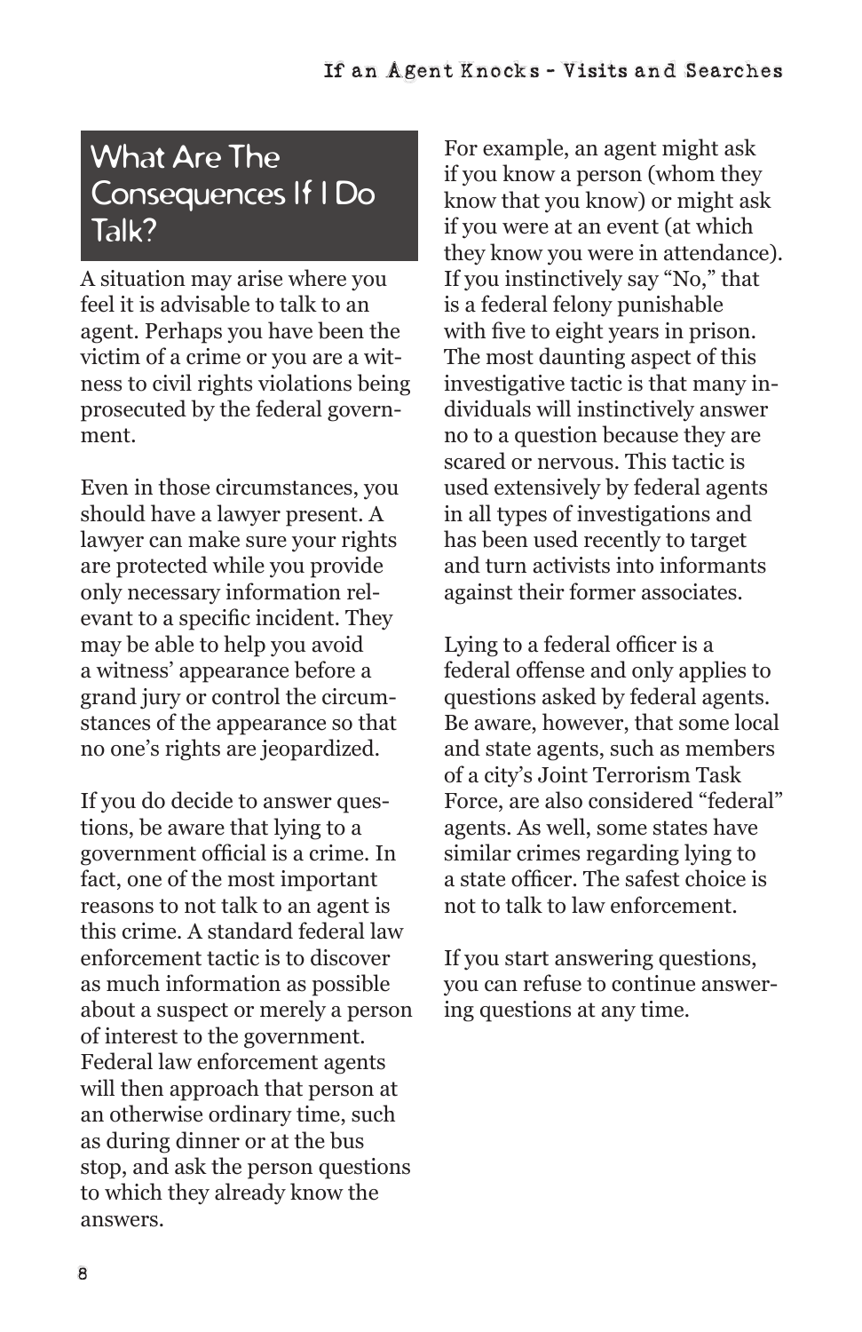## What Are The Consequences If I Do Talk?

A situation may arise where you feel it is advisable to talk to an agent. Perhaps you have been the victim of a crime or you are a witness to civil rights violations being prosecuted by the federal government.

Even in those circumstances, you should have a lawyer present. A lawyer can make sure your rights are protected while you provide only necessary information relevant to a specific incident. They may be able to help you avoid a witness' appearance before a grand jury or control the circumstances of the appearance so that no one's rights are jeopardized.

If you do decide to answer questions, be aware that lying to a government official is a crime. In fact, one of the most important reasons to not talk to an agent is this crime. A standard federal law enforcement tactic is to discover as much information as possible about a suspect or merely a person of interest to the government. Federal law enforcement agents will then approach that person at an otherwise ordinary time, such as during dinner or at the bus stop, and ask the person questions to which they already know the answers.

For example, an agent might ask if you know a person (whom they know that you know) or might ask if you were at an event (at which they know you were in attendance). If you instinctively say "No," that is a federal felony punishable with five to eight years in prison. The most daunting aspect of this investigative tactic is that many individuals will instinctively answer no to a question because they are scared or nervous. This tactic is used extensively by federal agents in all types of investigations and has been used recently to target and turn activists into informants against their former associates.

Lying to a federal officer is a federal offense and only applies to questions asked by federal agents. Be aware, however, that some local and state agents, such as members of a city's Joint Terrorism Task Force, are also considered "federal" agents. As well, some states have similar crimes regarding lying to a state officer. The safest choice is not to talk to law enforcement.

If you start answering questions, you can refuse to continue answering questions at any time.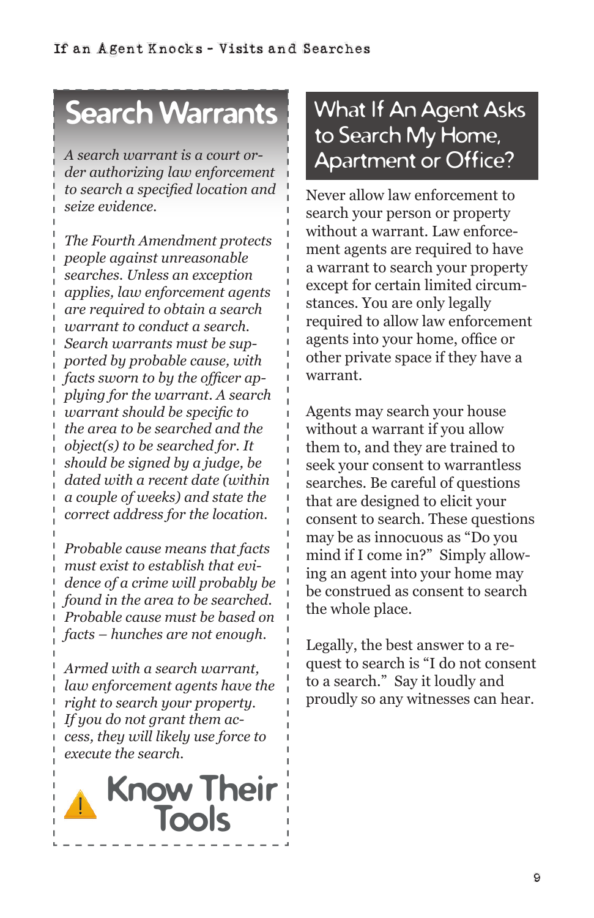## Search Warrants

*A search warrant is a court order authorizing law enforcement to search a specified location and seize evidence.*

*The Fourth Amendment protects people against unreasonable searches. Unless an exception applies, law enforcement agents are required to obtain a search warrant to conduct a search. Search warrants must be supported by probable cause, with facts sworn to by the officer applying for the warrant. A search warrant should be specific to the area to be searched and the object(s) to be searched for. It should be signed by a judge, be dated with a recent date (within a couple of weeks) and state the correct address for the location.*

*Probable cause means that facts must exist to establish that evidence of a crime will probably be found in the area to be searched. Probable cause must be based on facts – hunches are not enough.*

*Armed with a search warrant, law enforcement agents have the right to search your property. If you do not grant them access, they will likely use force to execute the search.*

**Know Their Tools**

## What If An Agent Asks to Search My Home, Apartment or Office?

Never allow law enforcement to search your person or property without a warrant. Law enforcement agents are required to have a warrant to search your property except for certain limited circumstances. You are only legally required to allow law enforcement agents into your home, office or other private space if they have a warrant.

Agents may search your house without a warrant if you allow them to, and they are trained to seek your consent to warrantless searches. Be careful of questions that are designed to elicit your consent to search. These questions may be as innocuous as "Do you mind if I come in?" Simply allowing an agent into your home may be construed as consent to search the whole place.

Legally, the best answer to a request to search is "I do not consent to a search." Say it loudly and proudly so any witnesses can hear.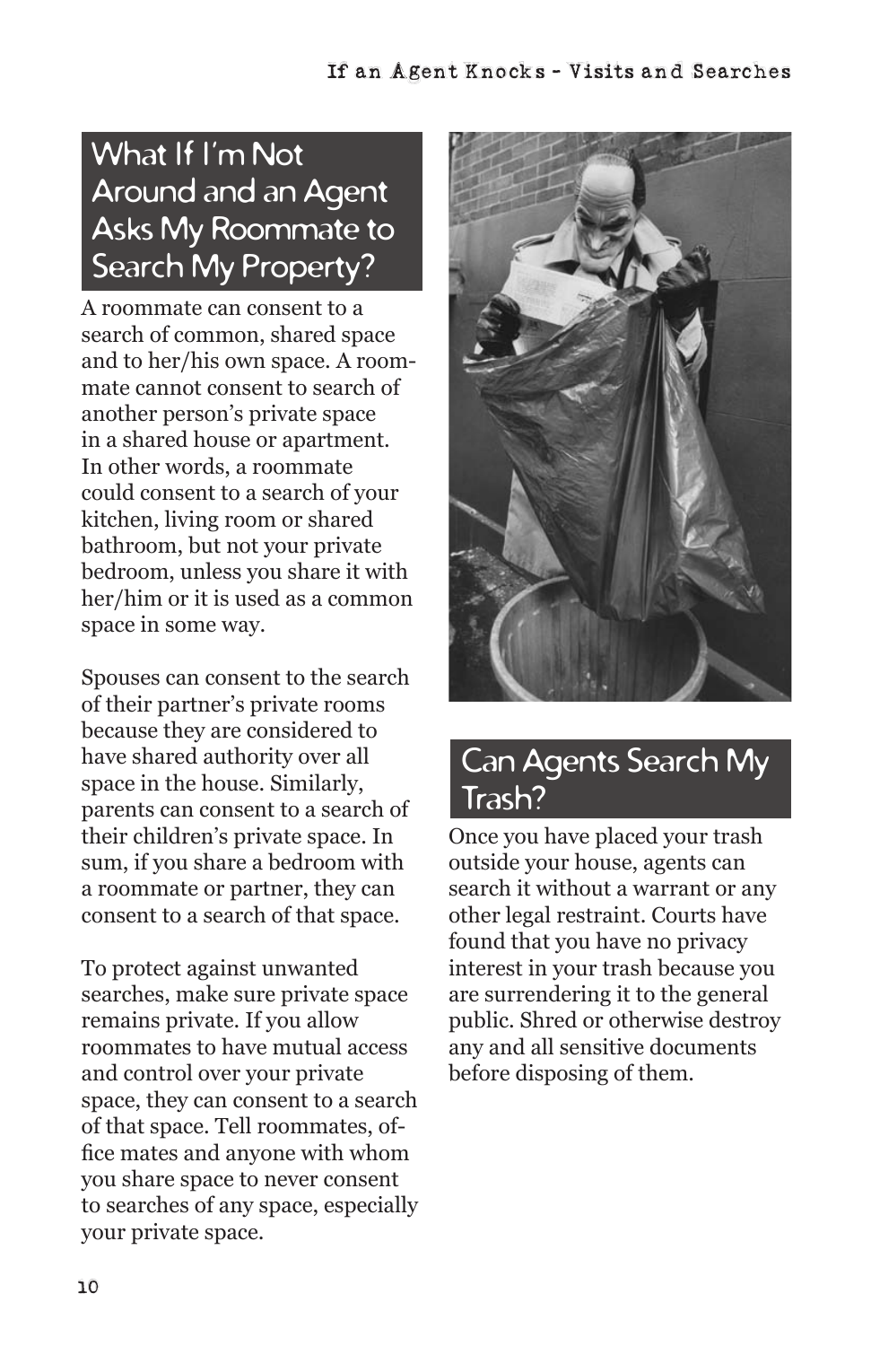## What If I'm Not Around and an Agent Asks My Roommate to Search My Property?

A roommate can consent to a search of common, shared space and to her/his own space. A roommate cannot consent to search of another person's private space in a shared house or apartment. In other words, a roommate could consent to a search of your kitchen, living room or shared bathroom, but not your private bedroom, unless you share it with her/him or it is used as a common space in some way.

Spouses can consent to the search of their partner's private rooms because they are considered to have shared authority over all space in the house. Similarly, parents can consent to a search of their children's private space. In sum, if you share a bedroom with a roommate or partner, they can consent to a search of that space.

To protect against unwanted searches, make sure private space remains private. If you allow roommates to have mutual access and control over your private space, they can consent to a search of that space. Tell roommates, office mates and anyone with whom you share space to never consent to searches of any space, especially your private space.

## Can Agents Search My Trash?

Once you have placed your trash outside your house, agents can search it without a warrant or any other legal restraint. Courts have found that you have no privacy interest in your trash because you are surrendering it to the general public. Shred or otherwise destroy any and all sensitive documents before disposing of them.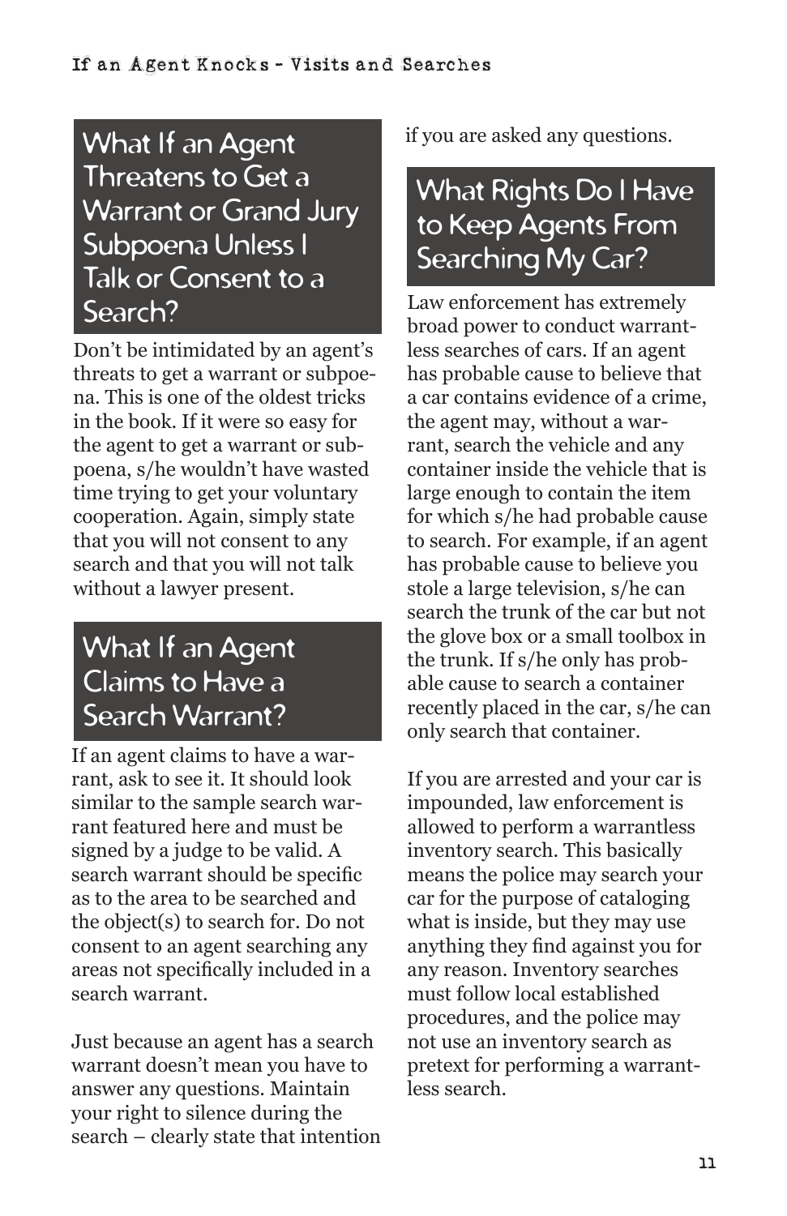## What If an Agent Threatens to Get a Warrant or Grand Jury Subpoena Unless I Talk or Consent to a Search?

Don't be intimidated by an agent's threats to get a warrant or subpoena. This is one of the oldest tricks in the book. If it were so easy for the agent to get a warrant or subpoena, s/he wouldn't have wasted time trying to get your voluntary cooperation. Again, simply state that you will not consent to any search and that you will not talk without a lawyer present.

## What If an Agent Claims to Have a Search Warrant?

If an agent claims to have a warrant, ask to see it. It should look similar to the sample search warrant featured here and must be signed by a judge to be valid. A search warrant should be specific as to the area to be searched and the object(s) to search for. Do not consent to an agent searching any areas not specifically included in a search warrant.

Just because an agent has a search warrant doesn't mean you have to answer any questions. Maintain your right to silence during the search – clearly state that intention if you are asked any questions.

## What Rights Do I Have to Keep Agents From Searching My Car?

Law enforcement has extremely broad power to conduct warrantless searches of cars. If an agent has probable cause to believe that a car contains evidence of a crime, the agent may, without a warrant, search the vehicle and any container inside the vehicle that is large enough to contain the item for which s/he had probable cause to search. For example, if an agent has probable cause to believe you stole a large television, s/he can search the trunk of the car but not the glove box or a small toolbox in the trunk. If s/he only has probable cause to search a container recently placed in the car, s/he can only search that container.

If you are arrested and your car is impounded, law enforcement is allowed to perform a warrantless inventory search. This basically means the police may search your car for the purpose of cataloging what is inside, but they may use anything they find against you for any reason. Inventory searches must follow local established procedures, and the police may not use an inventory search as pretext for performing a warrantless search.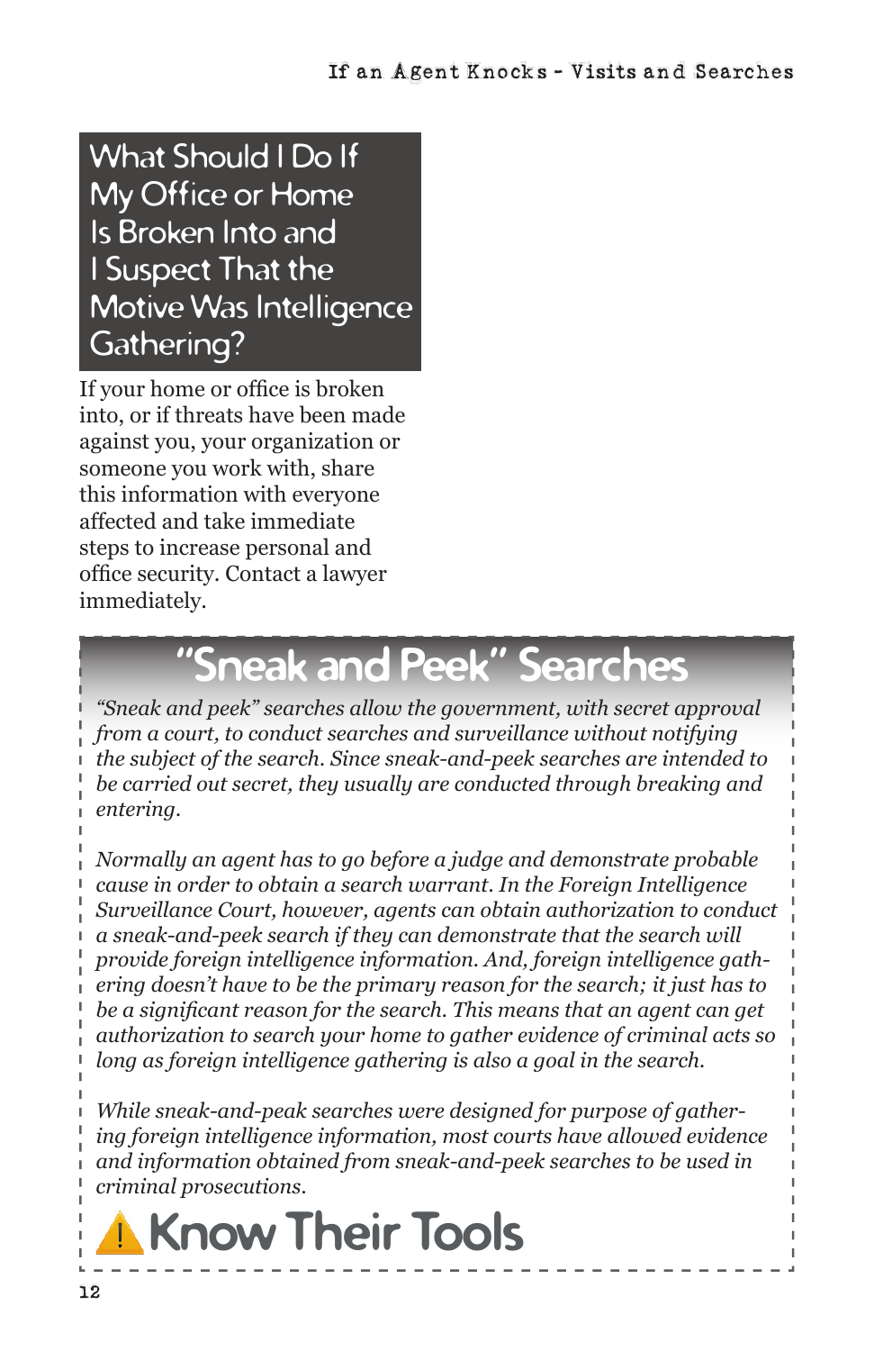## What Should I Do If My Office or Home Is Broken Into and I Suspect That the Motive Was Intelligence Gathering?

If your home or office is broken into, or if threats have been made against you, your organization or someone you work with, share this information with everyone affected and take immediate steps to increase personal and office security. Contact a lawyer immediately.

## "Sneak and Peek" Searches

*"Sneak and peek" searches allow the government, with secret approval from a court, to conduct searches and surveillance without notifying the subject of the search. Since sneak-and-peek searches are intended to be carried out secret, they usually are conducted through breaking and entering.*

*Normally an agent has to go before a judge and demonstrate probable cause in order to obtain a search warrant. In the Foreign Intelligence Surveillance Court, however, agents can obtain authorization to conduct a sneak-and-peek search if they can demonstrate that the search will provide foreign intelligence information. And, foreign intelligence gathering doesn't have to be the primary reason for the search; it just has to be a significant reason for the search. This means that an agent can get authorization to search your home to gather evidence of criminal acts so long as foreign intelligence gathering is also a goal in the search.*

*While sneak-and-peak searches were designed for purpose of gathering foreign intelligence information, most courts have allowed evidence and information obtained from sneak-and-peek searches to be used in criminal prosecutions.*

**Know Their Tools**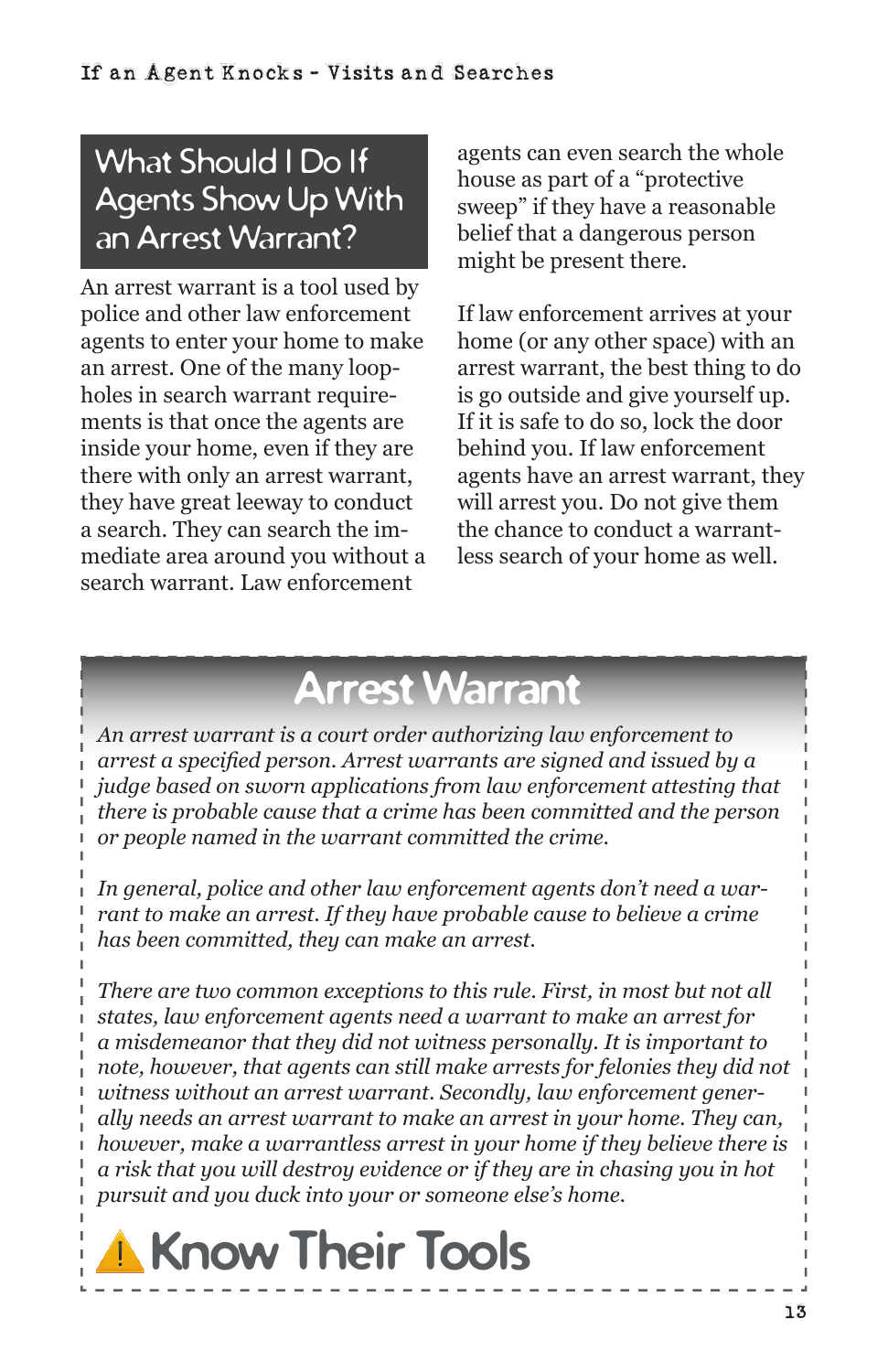## What Should I Do If Agents Show Up With an Arrest Warrant?

An arrest warrant is a tool used by police and other law enforcement agents to enter your home to make an arrest. One of the many loopholes in search warrant requirements is that once the agents are inside your home, even if they are there with only an arrest warrant, they have great leeway to conduct a search. They can search the immediate area around you without a search warrant. Law enforcement agents can even search the whole house as part of a "protective sweep" if they have a reasonable belief that a dangerous person might be present there.

If law enforcement arrives at your home (or any other space) with an arrest warrant, the best thing to do is go outside and give yourself up. If it is safe to do so, lock the door behind you. If law enforcement agents have an arrest warrant, they will arrest you. Do not give them the chance to conduct a warrantless search of your home as well.

### Arrest Warrant

*An arrest warrant is a court order authorizing law enforcement to arrest a specified person. Arrest warrants are signed and issued by a judge based on sworn applications from law enforcement attesting that there is probable cause that a crime has been committed and the person or people named in the warrant committed the crime.*

*In general, police and other law enforcement agents don't need a warrant to make an arrest. If they have probable cause to believe a crime has been committed, they can make an arrest.*

*There are two common exceptions to this rule. First, in most but not all states, law enforcement agents need a warrant to make an arrest for a misdemeanor that they did not witness personally. It is important to note, however, that agents can still make arrests for felonies they did not witness without an arrest warrant. Secondly, law enforcement generally needs an arrest warrant to make an arrest in your home. They can, however, make a warrantless arrest in your home if they believe there is a risk that you will destroy evidence or if they are in chasing you in hot pursuit and you duck into your or someone else's home.*

**⚠ Know Their Tools**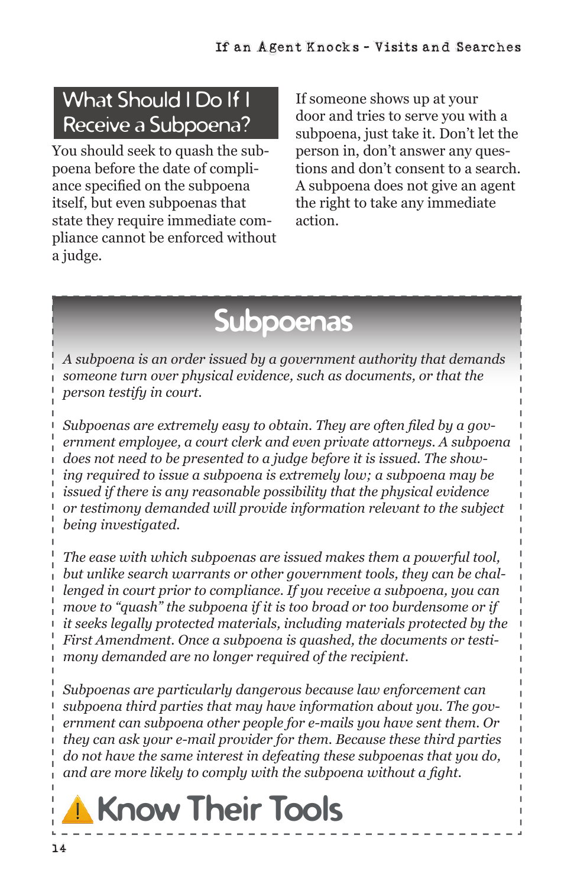## What Should I Do If I Receive a Subpoena?

You should seek to quash the subpoena before the date of compliance specified on the subpoena itself, but even subpoenas that state they require immediate compliance cannot be enforced without a judge.

If someone shows up at your door and tries to serve you with a subpoena, just take it. Don't let the person in, don't answer any questions and don't consent to a search. A subpoena does not give an agent the right to take any immediate action.

## Subpoenas

*A subpoena is an order issued by a government authority that demands someone turn over physical evidence, such as documents, or that the person testify in court.*

*Subpoenas are extremely easy to obtain. They are often filed by a government employee, a court clerk and even private attorneys. A subpoena does not need to be presented to a judge before it is issued. The showing required to issue a subpoena is extremely low; a subpoena may be issued if there is any reasonable possibility that the physical evidence or testimony demanded will provide information relevant to the subject being investigated.*

*The ease with which subpoenas are issued makes them a powerful tool, but unlike search warrants or other government tools, they can be challenged in court prior to compliance. If you receive a subpoena, you can move to "quash" the subpoena if it is too broad or too burdensome or if it seeks legally protected materials, including materials protected by the First Amendment. Once a subpoena is quashed, the documents or testimony demanded are no longer required of the recipient.*

*Subpoenas are particularly dangerous because law enforcement can subpoena third parties that may have information about you. The government can subpoena other people for e-mails you have sent them. Or they can ask your e-mail provider for them. Because these third parties do not have the same interest in defeating these subpoenas that you do, and are more likely to comply with the subpoena without a fight.*

**Know Their Tools**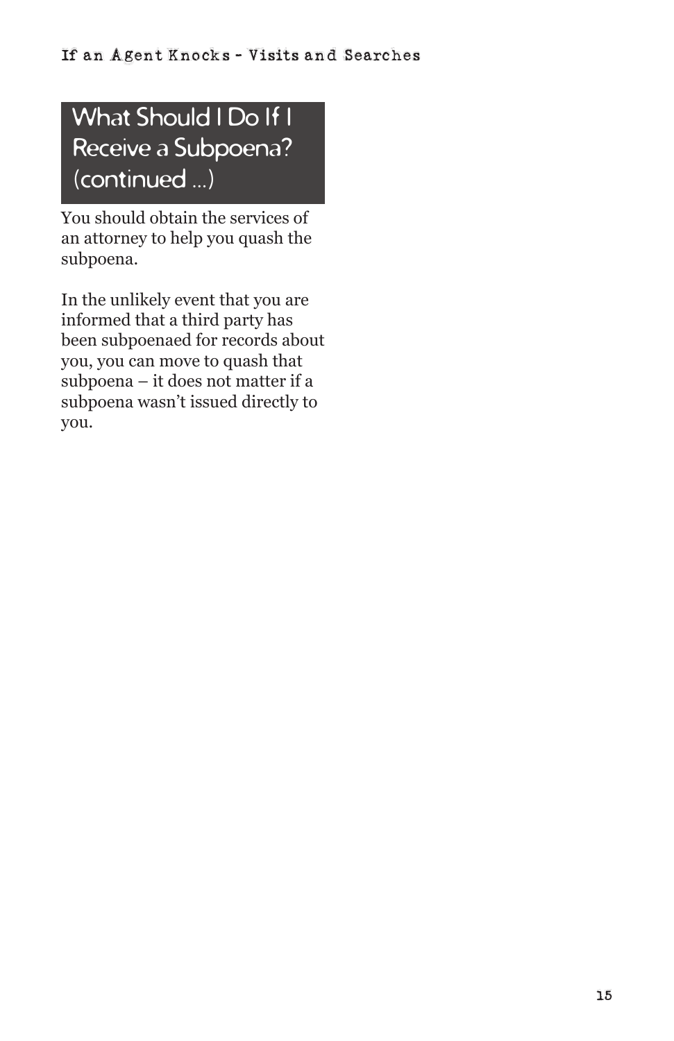## What Should I Do If I Receive a Subpoena? (continued ...)

You should obtain the services of an attorney to help you quash the subpoena.

In the unlikely event that you are informed that a third party has been subpoenaed for records about you, you can move to quash that subpoena – it does not matter if a subpoena wasn't issued directly to you.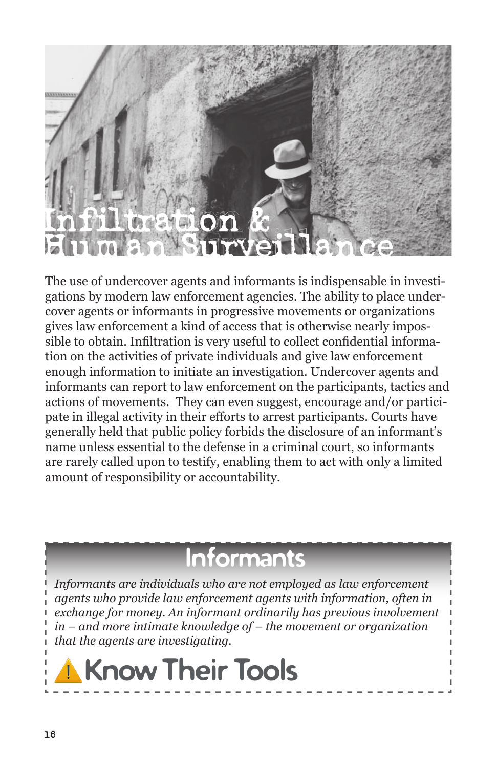# Infiltration & Human Surveillance

The use of undercover agents and informants is indispensable in investigations by modern law enforcement agencies. The ability to place undercover agents or informants in progressive movements or organizations gives law enforcement a kind of access that is otherwise nearly impossible to obtain. Infiltration is very useful to collect confidential information on the activities of private individuals and give law enforcement enough information to initiate an investigation. Undercover agents and informants can report to law enforcement on the participants, tactics and actions of movements. They can even suggest, encourage and/or participate in illegal activity in their efforts to arrest participants. Courts have generally held that public policy forbids the disclosure of an informant's name unless essential to the defense in a criminal court, so informants are rarely called upon to testify, enabling them to act with only a limited amount of responsibility or accountability.

## Informants

*Informants are individuals who are not employed as law enforcement agents who provide law enforcement agents with information, often in exchange for money. An informant ordinarily has previous involvement in – and more intimate knowledge of – the movement or organization that the agents are investigating.*

### Know Their Tools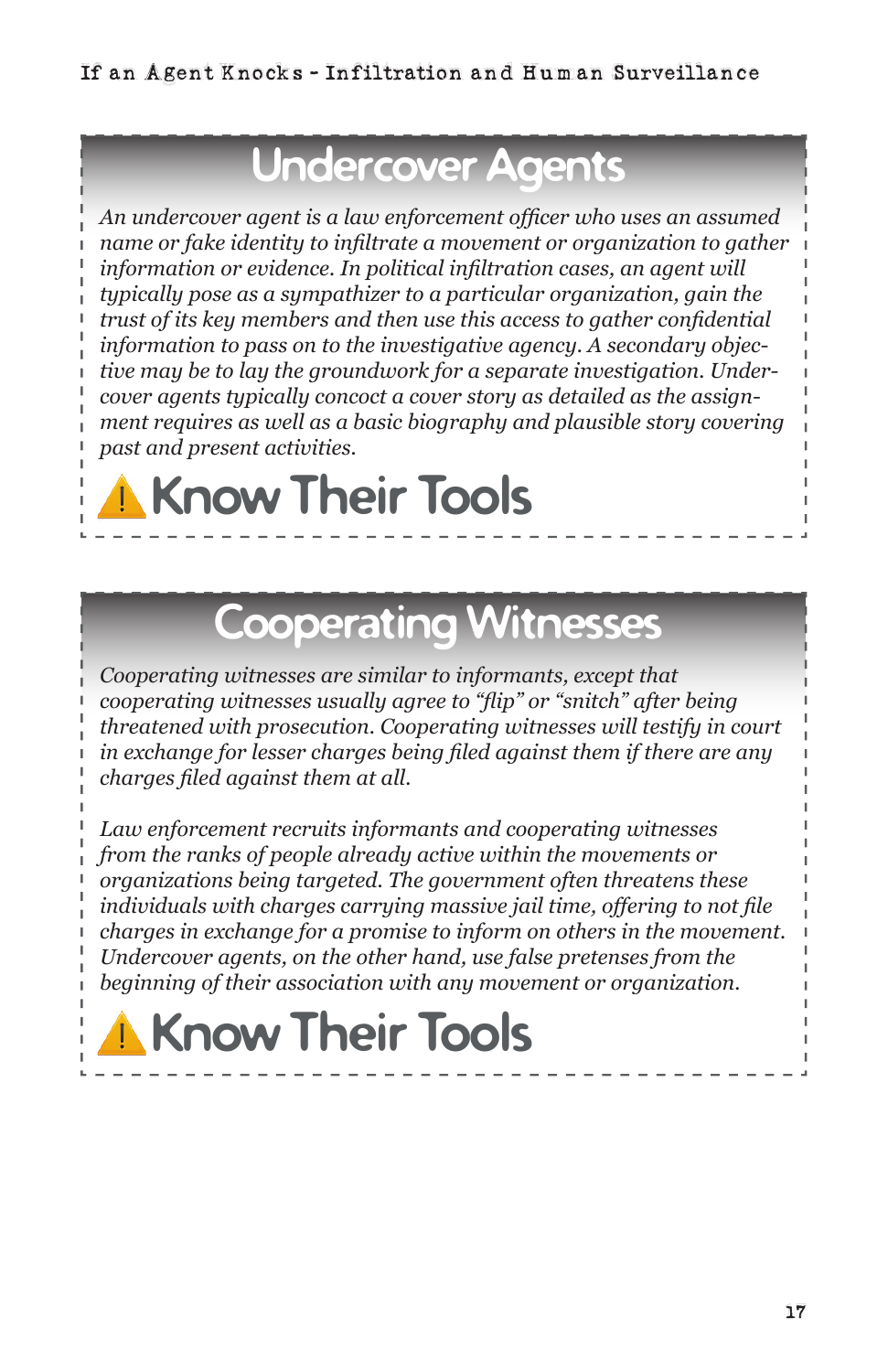## Undercover Agents

*An undercover agent is a law enforcement officer who uses an assumed name or fake identity to infiltrate a movement or organization to gather information or evidence. In political infiltration cases, an agent will typically pose as a sympathizer to a particular organization, gain the trust of its key members and then use this access to gather confidential information to pass on to the investigative agency. A secondary objective may be to lay the groundwork for a separate investigation. Undercover agents typically concoct a cover story as detailed as the assignment requires as well as a basic biography and plausible story covering past and present activities.*

### Know Their Tools

## Cooperating Witnesses

*Cooperating witnesses are similar to informants, except that cooperating witnesses usually agree to "flip" or "snitch" after being threatened with prosecution. Cooperating witnesses will testify in court in exchange for lesser charges being filed against them if there are any charges filed against them at all.*

*Law enforcement recruits informants and cooperating witnesses from the ranks of people already active within the movements or organizations being targeted. The government often threatens these individuals with charges carrying massive jail time, offering to not file charges in exchange for a promise to inform on others in the movement. Undercover agents, on the other hand, use false pretenses from the beginning of their association with any movement or organization.*

### Know Their Tools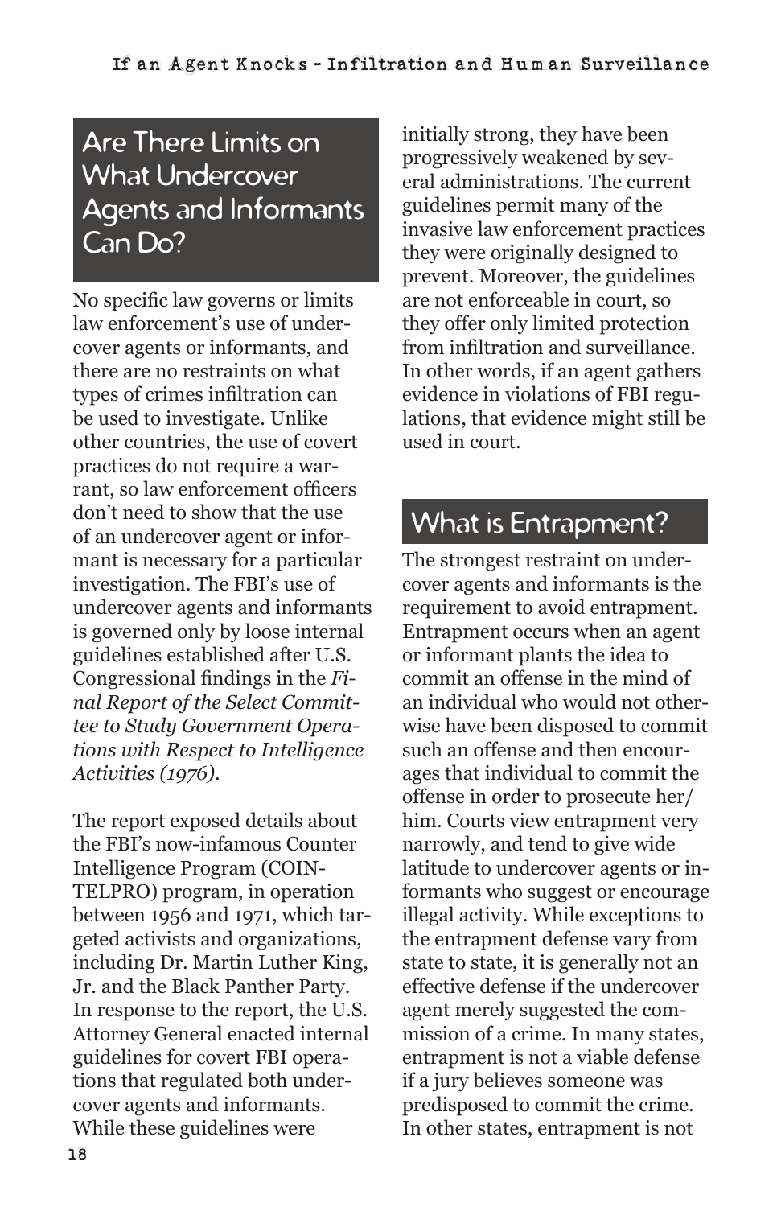## Are There Limits on What Undercover Agents and Informants Can Do?

No specific law governs or limits law enforcement's use of undercover agents or informants, and there are no restraints on what types of crimes infiltration can be used to investigate. Unlike other countries, the use of covert practices do not require a warrant, so law enforcement officers don't need to show that the use of an undercover agent or informant is necessary for a particular investigation. The FBI's use of undercover agents and informants is governed only by loose internal guidelines established after U.S. Congressional findings in the *Final Report of the Select Committee to Study Government Operations with Respect to Intelligence Activities (1976)*.

The report exposed details about the FBI's now-infamous Counter Intelligence Program (COINTELPRO) program, in operation between 1956 and 1971, which targeted activists and organizations, including Dr. Martin Luther King, Jr. and the Black Panther Party. In response to the report, the U.S. Attorney General enacted internal guidelines for covert FBI operations that regulated both undercover agents and informants. While these guidelines were initially strong, they have been progressively weakened by several administrations. The current guidelines permit many of the invasive law enforcement practices they were originally designed to prevent. Moreover, the guidelines are not enforceable in court, so they offer only limited protection from infiltration and surveillance. In other words, if an agent gathers evidence in violations of FBI regulations, that evidence might still be used in court.

## What is Entrapment?

The strongest restraint on undercover agents and informants is the requirement to avoid entrapment. Entrapment occurs when an agent or informant plants the idea to commit an offense in the mind of an individual who would not otherwise have been disposed to commit such an offense and then encourages that individual to commit the offense in order to prosecute her/him. Courts view entrapment very narrowly, and tend to give wide latitude to undercover agents or informants who suggest or encourage illegal activity. While exceptions to the entrapment defense vary from state to state, it is generally not an effective defense if the undercover agent merely suggested the commission of a crime. In many states, entrapment is not a viable defense if a jury believes someone was predisposed to commit the crime. In other states, entrapment is not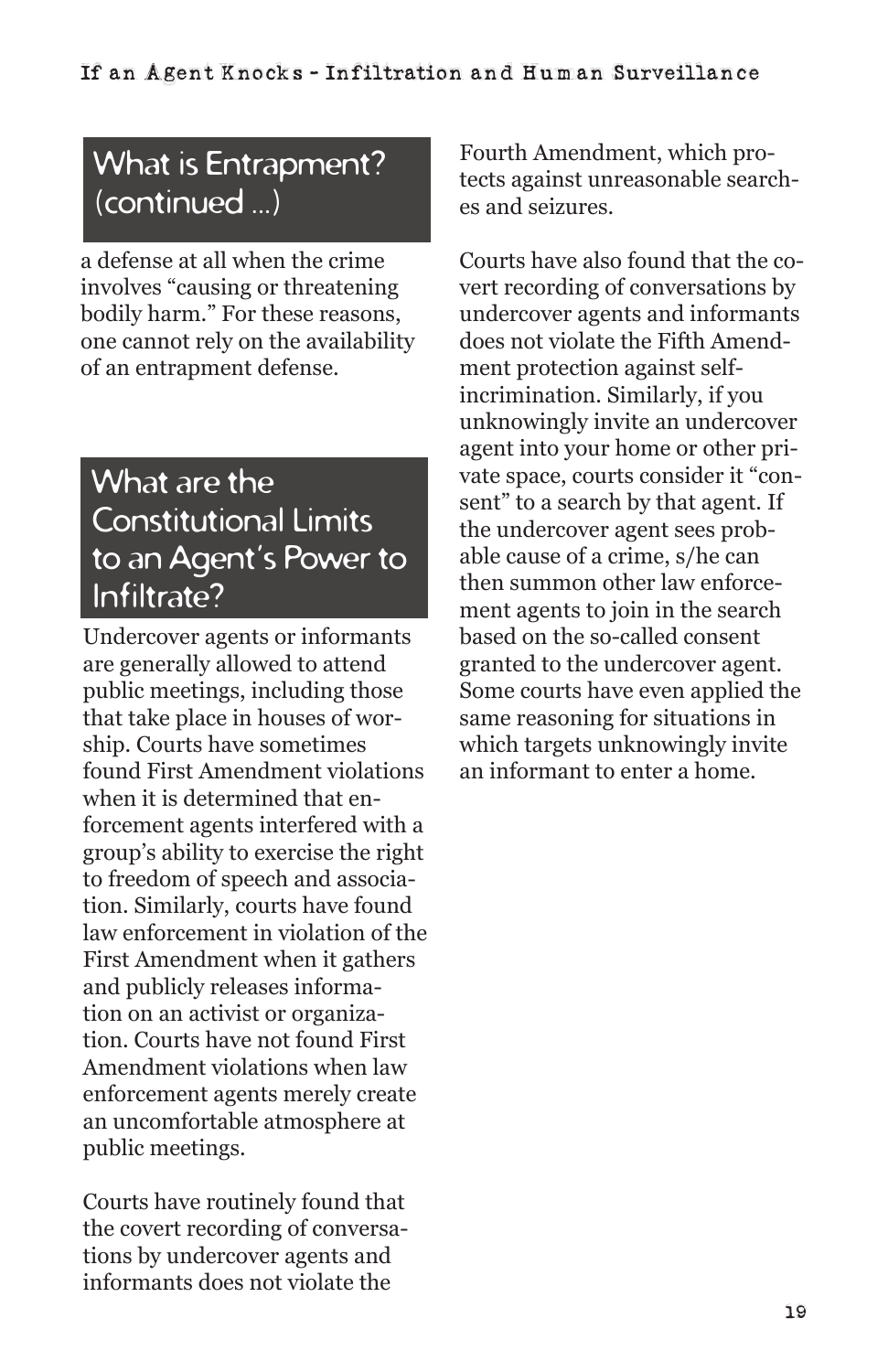## What is Entrapment? (continued ...)

a defense at all when the crime involves "causing or threatening bodily harm." For these reasons, one cannot rely on the availability of an entrapment defense.

## What are the Constitutional Limits to an Agent's Power to Infiltrate?

Undercover agents or informants are generally allowed to attend public meetings, including those that take place in houses of worship. Courts have sometimes found First Amendment violations when it is determined that enforcement agents interfered with a group's ability to exercise the right to freedom of speech and association. Similarly, courts have found law enforcement in violation of the First Amendment when it gathers and publicly releases information on an activist or organization. Courts have not found First Amendment violations when law enforcement agents merely create an uncomfortable atmosphere at public meetings.

Courts have routinely found that the covert recording of conversations by undercover agents and informants does not violate the Fourth Amendment, which protects against unreasonable searches and seizures.

Courts have also found that the covert recording of conversations by undercover agents and informants does not violate the Fifth Amendment protection against self-incrimination. Similarly, if you unknowingly invite an undercover agent into your home or other private space, courts consider it "consent" to a search by that agent. If the undercover agent sees probable cause of a crime, s/he can then summon other law enforcement agents to join in the search based on the so-called consent granted to the undercover agent. Some courts have even applied the same reasoning for situations in which targets unknowingly invite an informant to enter a home.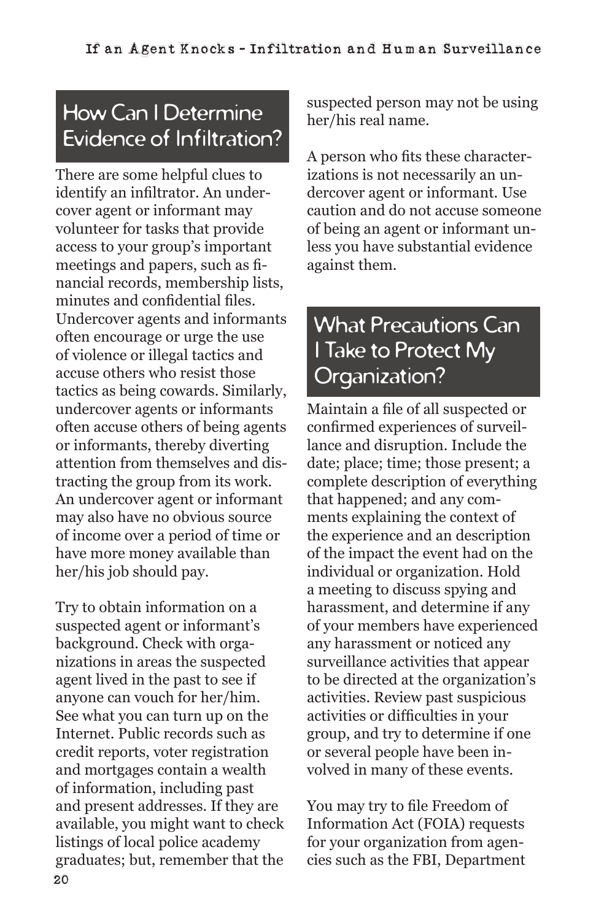## How Can I Determine Evidence of Infiltration?

There are some helpful clues to identify an infiltrator. An undercover agent or informant may volunteer for tasks that provide access to your group's important meetings and papers, such as financial records, membership lists, minutes and confidential files. Undercover agents and informants often encourage or urge the use of violence or illegal tactics and accuse others who resist those tactics as being cowards. Similarly, undercover agents or informants often accuse others of being agents or informants, thereby diverting attention from themselves and distracting the group from its work. An undercover agent or informant may also have no obvious source of income over a period of time or have more money available than her/his job should pay.

Try to obtain information on a suspected agent or informant's background. Check with organizations in areas the suspected agent lived in the past to see if anyone can vouch for her/him. See what you can turn up on the Internet. Public records such as credit reports, voter registration and mortgages contain a wealth of information, including past and present addresses. If they are available, you might want to check listings of local police academy graduates; but, remember that the suspected person may not be using her/his real name.

A person who fits these characterizations is not necessarily an undercover agent or informant. Use caution and do not accuse someone of being an agent or informant unless you have substantial evidence against them.

## What Precautions Can I Take to Protect My Organization?

Maintain a file of all suspected or confirmed experiences of surveillance and disruption. Include the date; place; time; those present; a complete description of everything that happened; and any comments explaining the context of the experience and an description of the impact the event had on the individual or organization. Hold a meeting to discuss spying and harassment, and determine if any of your members have experienced any harassment or noticed any surveillance activities that appear to be directed at the organization's activities. Review past suspicious activities or difficulties in your group, and try to determine if one or several people have been involved in many of these events.

You may try to file Freedom of Information Act (FOIA) requests for your organization from agencies such as the FBI, Department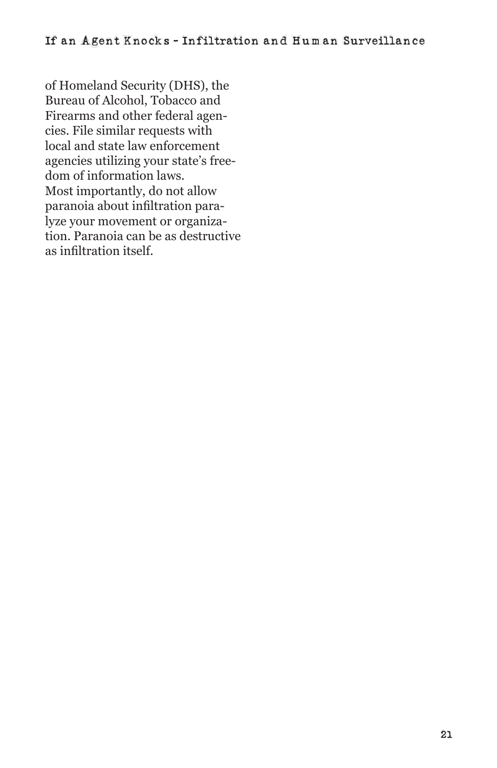of Homeland Security (DHS), the Bureau of Alcohol, Tobacco and Firearms and other federal agencies. File similar requests with local and state law enforcement agencies utilizing your state's freedom of information laws.

Most importantly, do not allow paranoia about infiltration paralyze your movement or organization. Paranoia can be as destructive as infiltration itself.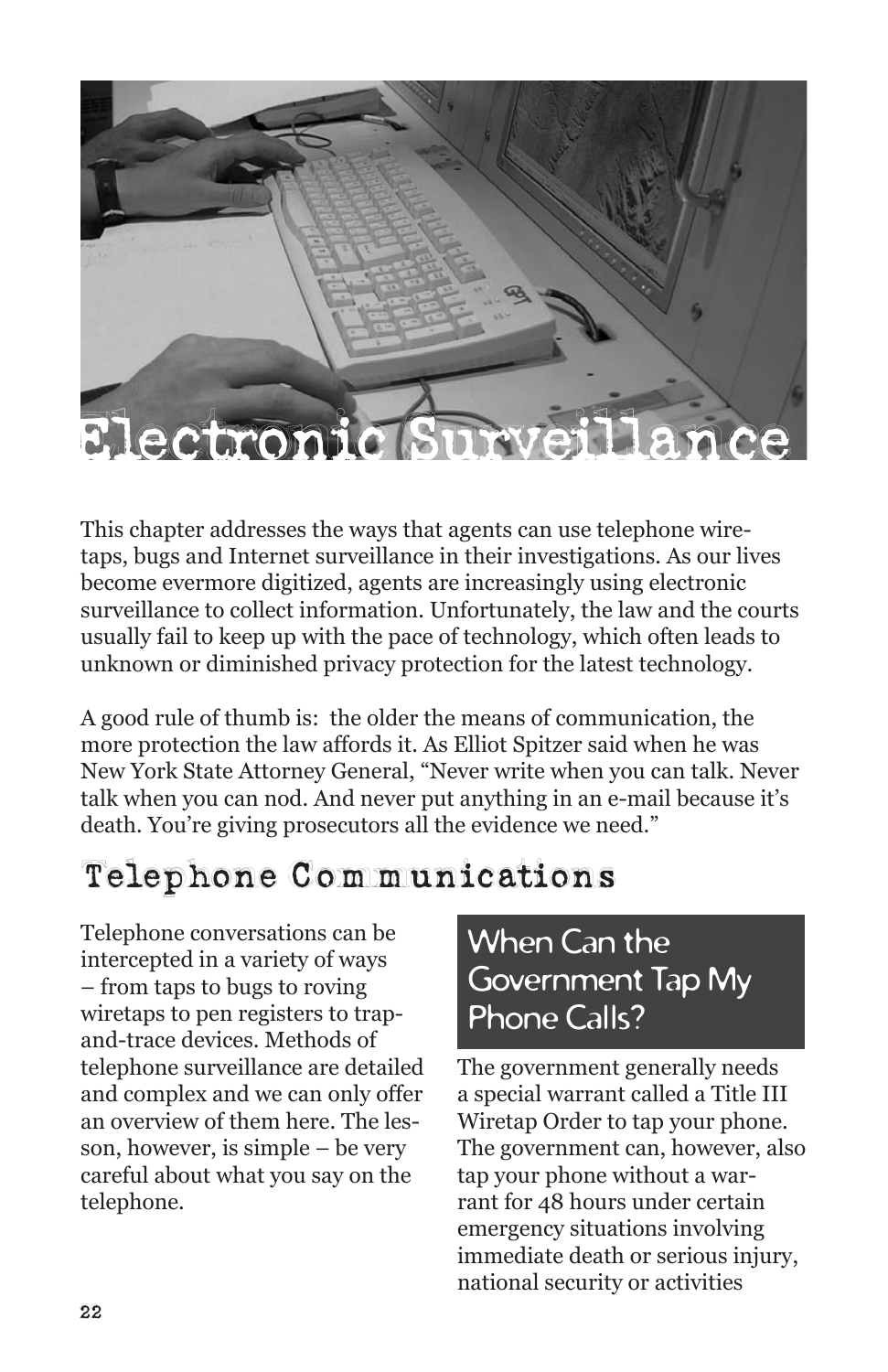# Electronic Surveillance

This chapter addresses the ways that agents can use telephone wiretaps, bugs and Internet surveillance in their investigations. As our lives become evermore digitized, agents are increasingly using electronic surveillance to collect information. Unfortunately, the law and the courts usually fail to keep up with the pace of technology, which often leads to unknown or diminished privacy protection for the latest technology.

A good rule of thumb is: the older the means of communication, the more protection the law affords it. As Elliot Spitzer said when he was New York State Attorney General, "Never write when you can talk. Never talk when you can nod. And never put anything in an e-mail because it's death. You're giving prosecutors all the evidence we need."

## Telephone Communications

Telephone conversations can be intercepted in a variety of ways – from taps to bugs to roving wiretaps to pen registers to trap-and-trace devices. Methods of telephone surveillance are detailed and complex and we can only offer an overview of them here. The lesson, however, is simple – be very careful about what you say on the telephone.

### When Can the Government Tap My Phone Calls?

The government generally needs a special warrant called a Title III Wiretap Order to tap your phone. The government can, however, also tap your phone without a warrant for 48 hours under certain emergency situations involving immediate death or serious injury, national security or activities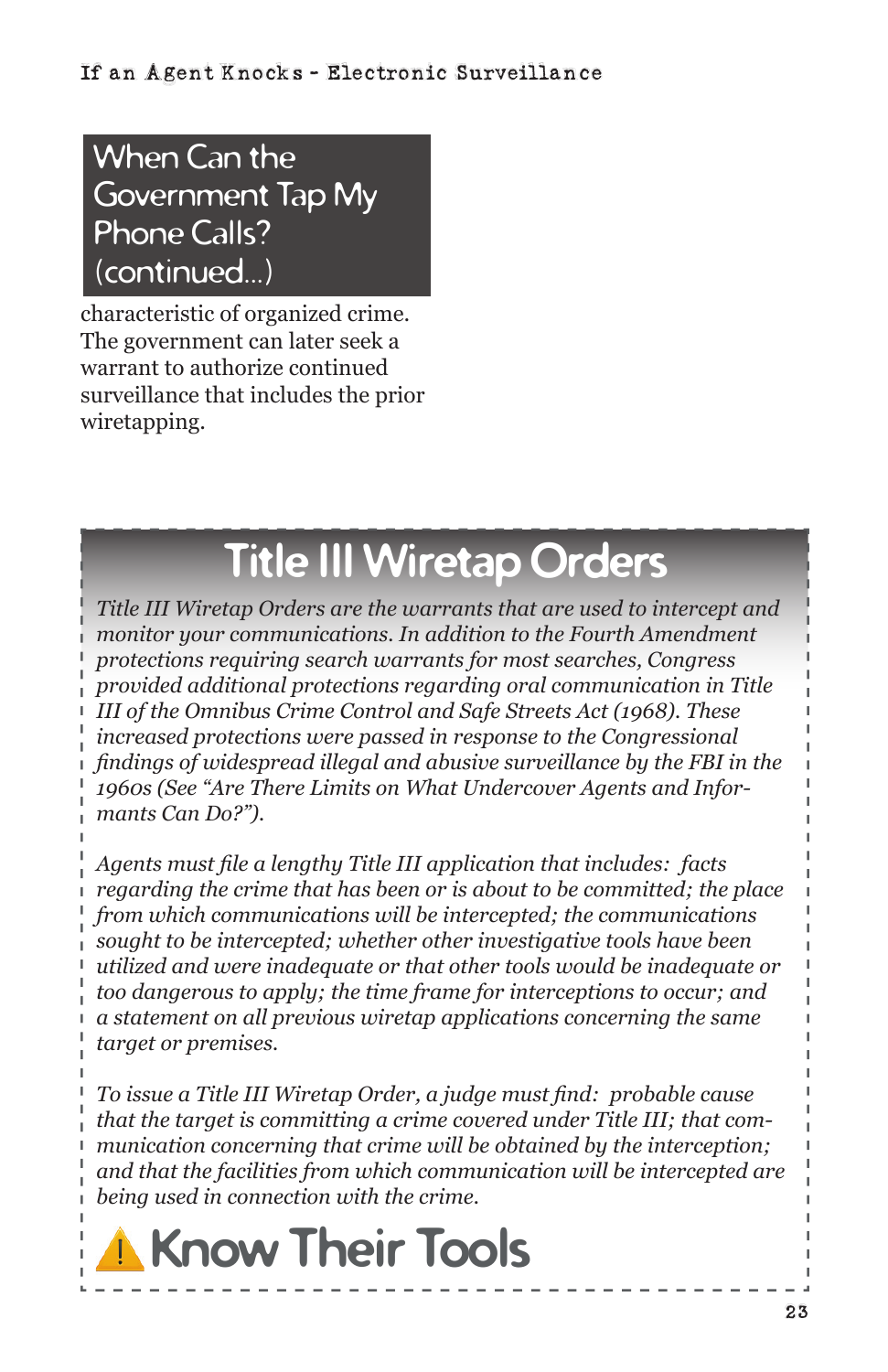## When Can the Government Tap My Phone Calls? (continued...)

characteristic of organized crime. The government can later seek a warrant to authorize continued surveillance that includes the prior wiretapping.

## Title III Wiretap Orders

*Title III Wiretap Orders are the warrants that are used to intercept and monitor your communications. In addition to the Fourth Amendment protections requiring search warrants for most searches, Congress provided additional protections regarding oral communication in Title III of the Omnibus Crime Control and Safe Streets Act (1968). These increased protections were passed in response to the Congressional findings of widespread illegal and abusive surveillance by the FBI in the 1960s (See "Are There Limits on What Undercover Agents and Informants Can Do?").*

*Agents must file a lengthy Title III application that includes: facts regarding the crime that has been or is about to be committed; the place from which communications will be intercepted; the communications sought to be intercepted; whether other investigative tools have been utilized and were inadequate or that other tools would be inadequate or too dangerous to apply; the time frame for interceptions to occur; and a statement on all previous wiretap applications concerning the same target or premises.*

*To issue a Title III Wiretap Order, a judge must find: probable cause that the target is committing a crime covered under Title III; that communication concerning that crime will be obtained by the interception; and that the facilities from which communication will be intercepted are being used in connection with the crime.*

**⚠ Know Their Tools**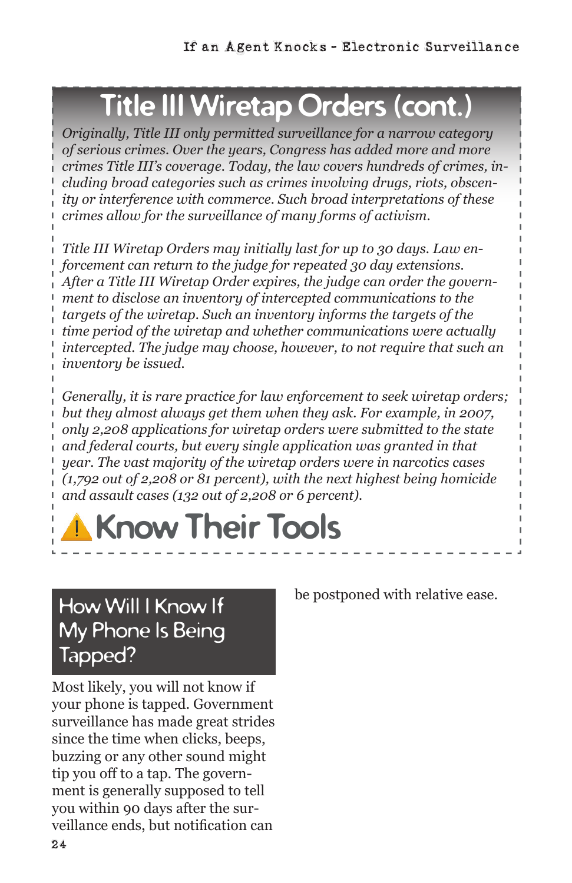# Title III Wiretap Orders (cont.)

*Originally, Title III only permitted surveillance for a narrow category of serious crimes. Over the years, Congress has added more and more crimes Title III's coverage. Today, the law covers hundreds of crimes, including broad categories such as crimes involving drugs, riots, obscenity or interference with commerce. Such broad interpretations of these crimes allow for the surveillance of many forms of activism.*

*Title III Wiretap Orders may initially last for up to 30 days. Law enforcement can return to the judge for repeated 30 day extensions. After a Title III Wiretap Order expires, the judge can order the government to disclose an inventory of intercepted communications to the targets of the wiretap. Such an inventory informs the targets of the time period of the wiretap and whether communications were actually intercepted. The judge may choose, however, to not require that such an inventory be issued.*

*Generally, it is rare practice for law enforcement to seek wiretap orders; but they almost always get them when they ask. For example, in 2007, only 2,208 applications for wiretap orders were submitted to the state and federal courts, but every single application was granted in that year. The vast majority of the wiretap orders were in narcotics cases (1,792 out of 2,208 or 81 percent), with the next highest being homicide and assault cases (132 out of 2,208 or 6 percent).*

## Know Their Tools

### How Will I Know If My Phone Is Being Tapped?

Most likely, you will not know if your phone is tapped. Government surveillance has made great strides since the time when clicks, beeps, buzzing or any other sound might tip you off to a tap. The government is generally supposed to tell you within 90 days after the surveillance ends, but notification can be postponed with relative ease.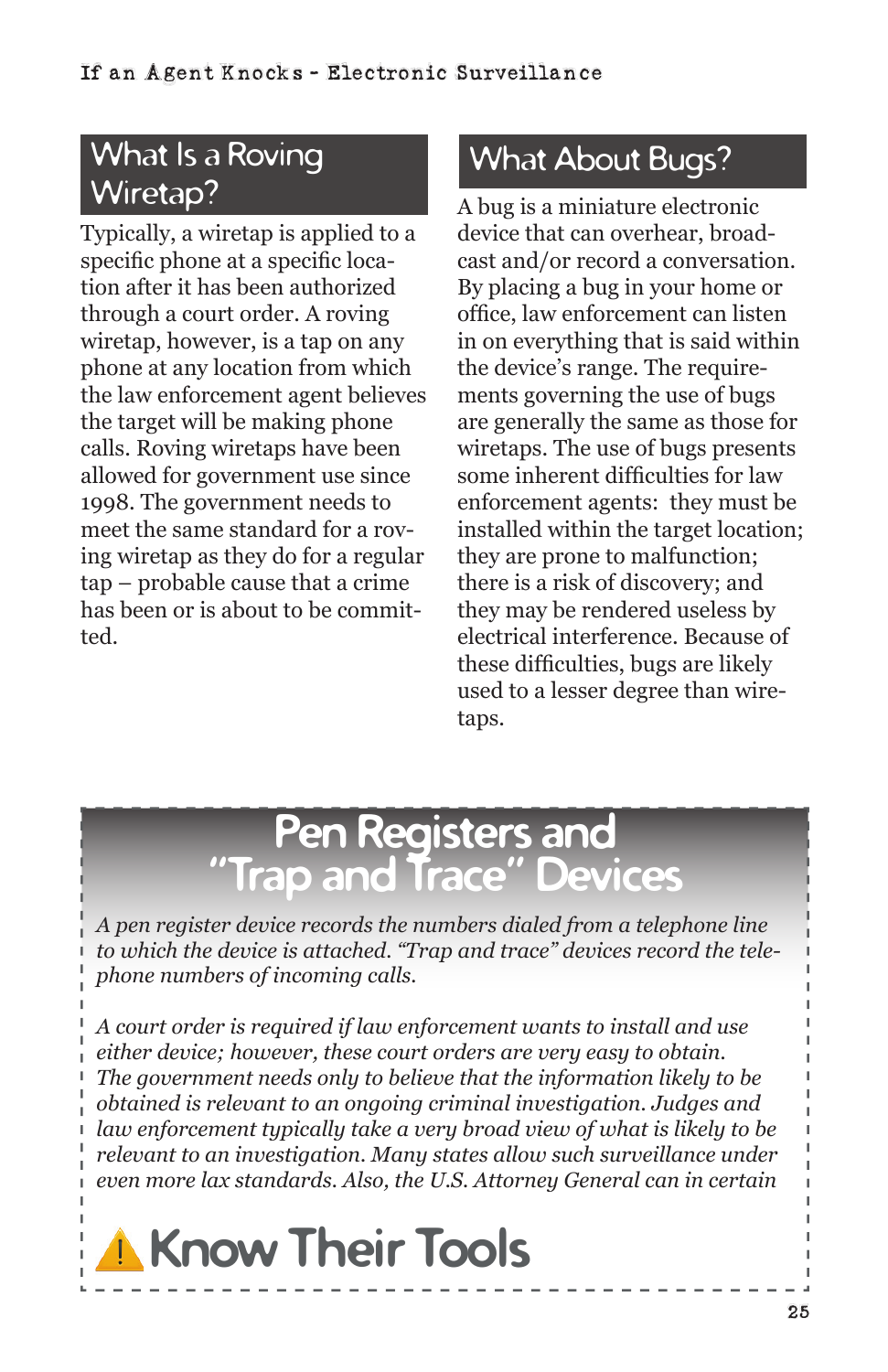## What Is a Roving Wiretap?

Typically, a wiretap is applied to a specific phone at a specific location after it has been authorized through a court order. A roving wiretap, however, is a tap on any phone at any location from which the law enforcement agent believes the target will be making phone calls. Roving wiretaps have been allowed for government use since 1998. The government needs to meet the same standard for a roving wiretap as they do for a regular tap – probable cause that a crime has been or is about to be committed.

## What About Bugs?

A bug is a miniature electronic device that can overhear, broadcast and/or record a conversation. By placing a bug in your home or office, law enforcement can listen in on everything that is said within the device's range. The requirements governing the use of bugs are generally the same as those for wiretaps. The use of bugs presents some inherent difficulties for law enforcement agents: they must be installed within the target location; they are prone to malfunction; there is a risk of discovery; and they may be rendered useless by electrical interference. Because of these difficulties, bugs are likely used to a lesser degree than wiretaps.

## Pen Registers and "Trap and Trace" Devices

*A pen register device records the numbers dialed from a telephone line to which the device is attached. "Trap and trace" devices record the telephone numbers of incoming calls.*

*A court order is required if law enforcement wants to install and use either device; however, these court orders are very easy to obtain. The government needs only to believe that the information likely to be obtained is relevant to an ongoing criminal investigation. Judges and law enforcement typically take a very broad view of what is likely to be relevant to an investigation. Many states allow such surveillance under even more lax standards. Also, the U.S. Attorney General can in certain*

### ⚠ Know Their Tools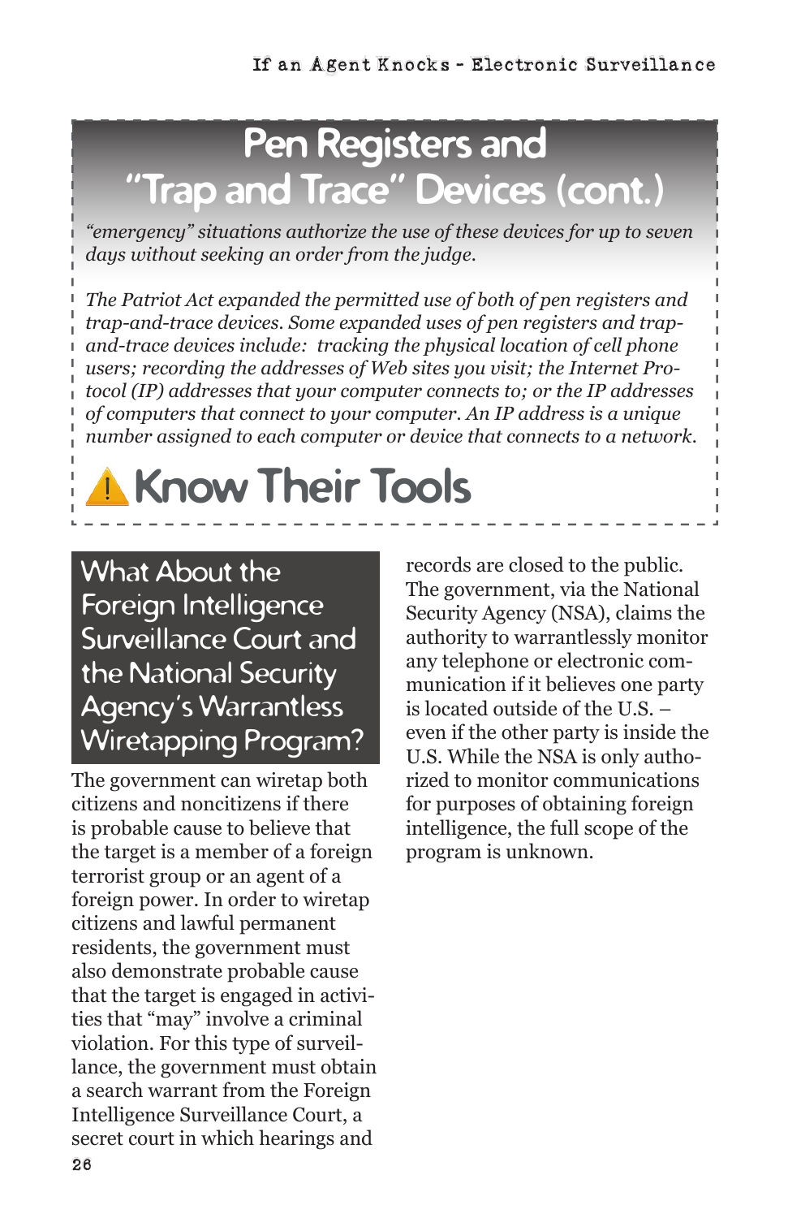## Pen Registers and "Trap and Trace" Devices (cont.)

*"emergency" situations authorize the use of these devices for up to seven days without seeking an order from the judge.*

*The Patriot Act expanded the permitted use of both of pen registers and trap-and-trace devices. Some expanded uses of pen registers and trap-and-trace devices include: tracking the physical location of cell phone users; recording the addresses of Web sites you visit; the Internet Protocol (IP) addresses that your computer connects to; or the IP addresses of computers that connect to your computer. An IP address is a unique number assigned to each computer or device that connects to a network.*

⚠ **Know Their Tools**

## What About the Foreign Intelligence Surveillance Court and the National Security Agency's Warrantless Wiretapping Program?

The government can wiretap both citizens and noncitizens if there is probable cause to believe that the target is a member of a foreign terrorist group or an agent of a foreign power. In order to wiretap citizens and lawful permanent residents, the government must also demonstrate probable cause that the target is engaged in activities that "may" involve a criminal violation. For this type of surveillance, the government must obtain a search warrant from the Foreign Intelligence Surveillance Court, a secret court in which hearings and records are closed to the public. The government, via the National Security Agency (NSA), claims the authority to warrantlessly monitor any telephone or electronic communication if it believes one party is located outside of the U.S. – even if the other party is inside the U.S. While the NSA is only authorized to monitor communications for purposes of obtaining foreign intelligence, the full scope of the program is unknown.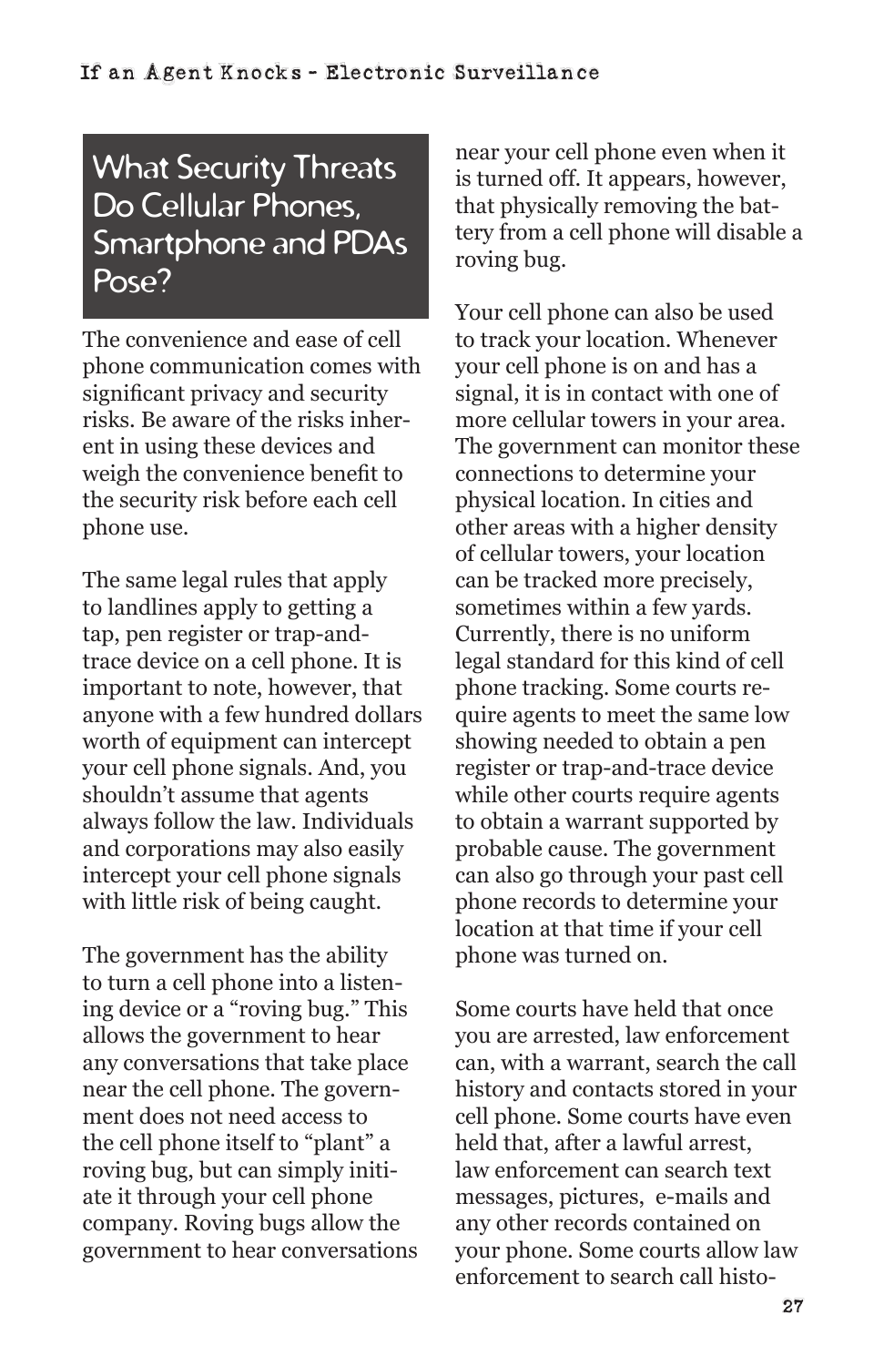## What Security Threats Do Cellular Phones, Smartphone and PDAs Pose?

The convenience and ease of cell phone communication comes with significant privacy and security risks. Be aware of the risks inherent in using these devices and weigh the convenience benefit to the security risk before each cell phone use.

The same legal rules that apply to landlines apply to getting a tap, pen register or trap-and-trace device on a cell phone. It is important to note, however, that anyone with a few hundred dollars worth of equipment can intercept your cell phone signals. And, you shouldn't assume that agents always follow the law. Individuals and corporations may also easily intercept your cell phone signals with little risk of being caught.

The government has the ability to turn a cell phone into a listening device or a "roving bug." This allows the government to hear any conversations that take place near the cell phone. The government does not need access to the cell phone itself to "plant" a roving bug, but can simply initiate it through your cell phone company. Roving bugs allow the government to hear conversations near your cell phone even when it is turned off. It appears, however, that physically removing the battery from a cell phone will disable a roving bug.

Your cell phone can also be used to track your location. Whenever your cell phone is on and has a signal, it is in contact with one of more cellular towers in your area. The government can monitor these connections to determine your physical location. In cities and other areas with a higher density of cellular towers, your location can be tracked more precisely, sometimes within a few yards. Currently, there is no uniform legal standard for this kind of cell phone tracking. Some courts require agents to meet the same low showing needed to obtain a pen register or trap-and-trace device while other courts require agents to obtain a warrant supported by probable cause. The government can also go through your past cell phone records to determine your location at that time if your cell phone was turned on.

Some courts have held that once you are arrested, law enforcement can, with a warrant, search the call history and contacts stored in your cell phone. Some courts have even held that, after a lawful arrest, law enforcement can search text messages, pictures, e-mails and any other records contained on your phone. Some courts allow law enforcement to search call histo-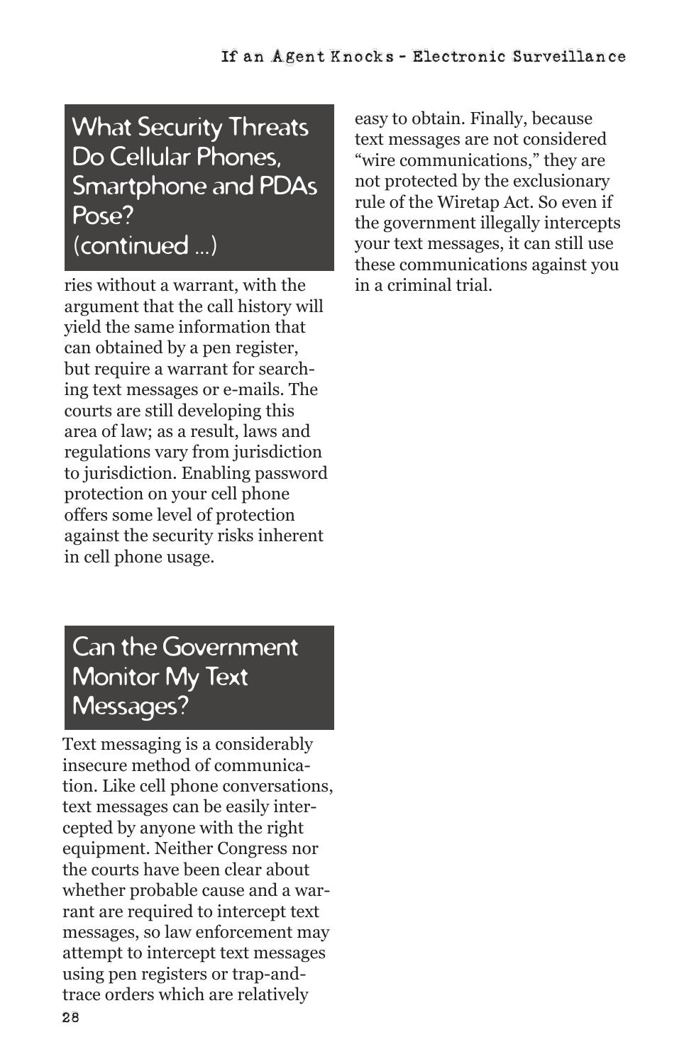## What Security Threats Do Cellular Phones, Smartphone and PDAs Pose? (continued ...)

ries without a warrant, with the argument that the call history will yield the same information that can obtained by a pen register, but require a warrant for searching text messages or e-mails. The courts are still developing this area of law; as a result, laws and regulations vary from jurisdiction to jurisdiction. Enabling password protection on your cell phone offers some level of protection against the security risks inherent in cell phone usage.

## Can the Government Monitor My Text Messages?

Text messaging is a considerably insecure method of communication. Like cell phone conversations, text messages can be easily intercepted by anyone with the right equipment. Neither Congress nor the courts have been clear about whether probable cause and a warrant are required to intercept text messages, so law enforcement may attempt to intercept text messages using pen registers or trap-and-trace orders which are relatively easy to obtain. Finally, because text messages are not considered "wire communications," they are not protected by the exclusionary rule of the Wiretap Act. So even if the government illegally intercepts your text messages, it can still use these communications against you in a criminal trial.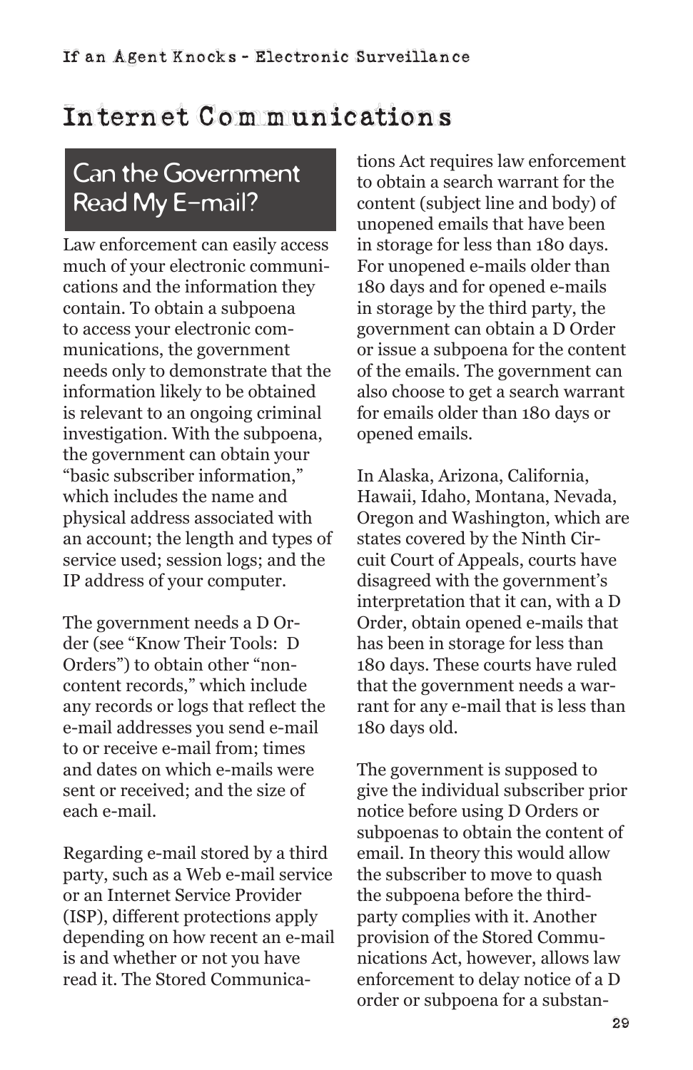# Internet Communications

## Can the Government Read My E-mail?

Law enforcement can easily access much of your electronic communications and the information they contain. To obtain a subpoena to access your electronic communications, the government needs only to demonstrate that the information likely to be obtained is relevant to an ongoing criminal investigation. With the subpoena, the government can obtain your "basic subscriber information," which includes the name and physical address associated with an account; the length and types of service used; session logs; and the IP address of your computer.

The government needs a D Order (see "Know Their Tools: D Orders") to obtain other "non-content records," which include any records or logs that reflect the e-mail addresses you send e-mail to or receive e-mail from; times and dates on which e-mails were sent or received; and the size of each e-mail.

Regarding e-mail stored by a third party, such as a Web e-mail service or an Internet Service Provider (ISP), different protections apply depending on how recent an e-mail is and whether or not you have read it. The Stored Communications Act requires law enforcement to obtain a search warrant for the content (subject line and body) of unopened emails that have been in storage for less than 180 days. For unopened e-mails older than 180 days and for opened e-mails in storage by the third party, the government can obtain a D Order or issue a subpoena for the content of the emails. The government can also choose to get a search warrant for emails older than 180 days or opened emails.

In Alaska, Arizona, California, Hawaii, Idaho, Montana, Nevada, Oregon and Washington, which are states covered by the Ninth Circuit Court of Appeals, courts have disagreed with the government's interpretation that it can, with a D Order, obtain opened e-mails that has been in storage for less than 180 days. These courts have ruled that the government needs a warrant for any e-mail that is less than 180 days old.

The government is supposed to give the individual subscriber prior notice before using D Orders or subpoenas to obtain the content of email. In theory this would allow the subscriber to move to quash the subpoena before the third-party complies with it. Another provision of the Stored Communications Act, however, allows law enforcement to delay notice of a D order or subpoena for a substan-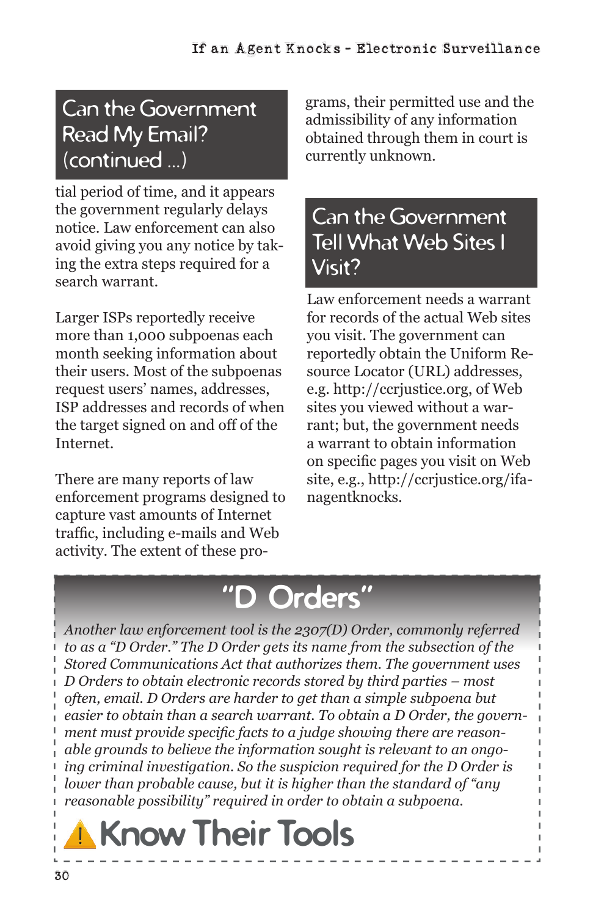## Can the Government Read My Email? (continued ...)

tial period of time, and it appears the government regularly delays notice. Law enforcement can also avoid giving you any notice by taking the extra steps required for a search warrant.

Larger ISPs reportedly receive more than 1,000 subpoenas each month seeking information about their users. Most of the subpoenas request users' names, addresses, ISP addresses and records of when the target signed on and off of the Internet.

There are many reports of law enforcement programs designed to capture vast amounts of Internet traffic, including e-mails and Web activity. The extent of these programs, their permitted use and the admissibility of any information obtained through them in court is currently unknown.

## Can the Government Tell What Web Sites I Visit?

Law enforcement needs a warrant for records of the actual Web sites you visit. The government can reportedly obtain the Uniform Resource Locator (URL) addresses, e.g. http://ccrjustice.org, of Web sites you viewed without a warrant; but, the government needs a warrant to obtain information on specific pages you visit on Web site, e.g., http://ccrjustice.org/ifanagentknocks.

## "D Orders"

*Another law enforcement tool is the 2307(D) Order, commonly referred to as a "D Order." The D Order gets its name from the subsection of the Stored Communications Act that authorizes them. The government uses D Orders to obtain electronic records stored by third parties – most often, email. D Orders are harder to get than a simple subpoena but easier to obtain than a search warrant. To obtain a D Order, the government must provide specific facts to a judge showing there are reasonable grounds to believe the information sought is relevant to an ongoing criminal investigation. So the suspicion required for the D Order is lower than probable cause, but it is higher than the standard of "any reasonable possibility" required in order to obtain a subpoena.*

**Know Their Tools**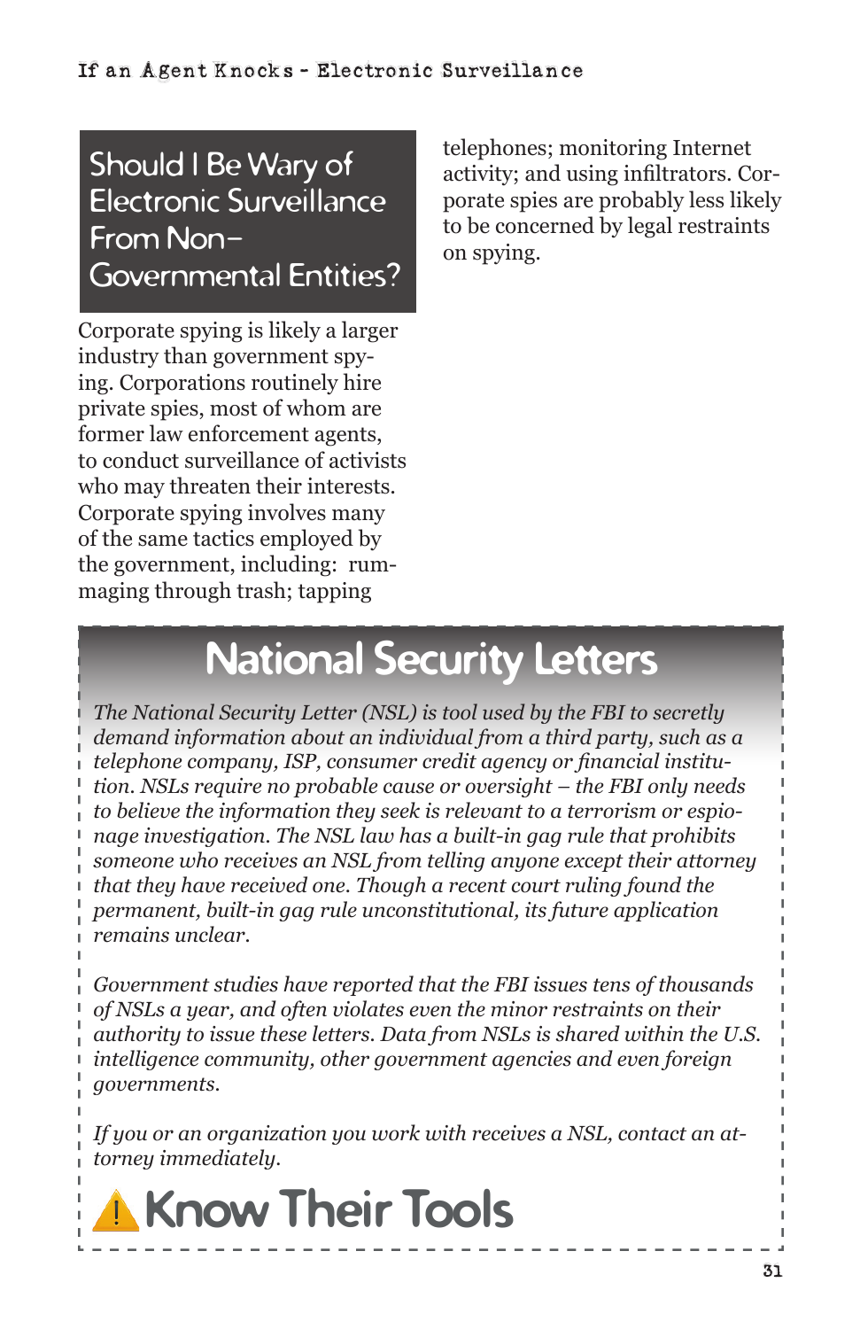## Should I Be Wary of Electronic Surveillance From Non-Governmental Entities?

Corporate spying is likely a larger industry than government spying. Corporations routinely hire private spies, most of whom are former law enforcement agents, to conduct surveillance of activists who may threaten their interests. Corporate spying involves many of the same tactics employed by the government, including: rummaging through trash; tapping telephones; monitoring Internet activity; and using infiltrators. Corporate spies are probably less likely to be concerned by legal restraints on spying.

## National Security Letters

*The National Security Letter (NSL) is tool used by the FBI to secretly demand information about an individual from a third party, such as a telephone company, ISP, consumer credit agency or financial institution. NSLs require no probable cause or oversight – the FBI only needs to believe the information they seek is relevant to a terrorism or espionage investigation. The NSL law has a built-in gag rule that prohibits someone who receives an NSL from telling anyone except their attorney that they have received one. Though a recent court ruling found the permanent, built-in gag rule unconstitutional, its future application remains unclear.*

*Government studies have reported that the FBI issues tens of thousands of NSLs a year, and often violates even the minor restraints on their authority to issue these letters. Data from NSLs is shared within the U.S. intelligence community, other government agencies and even foreign governments.*

*If you or an organization you work with receives a NSL, contact an attorney immediately.*

### ⚠ Know Their Tools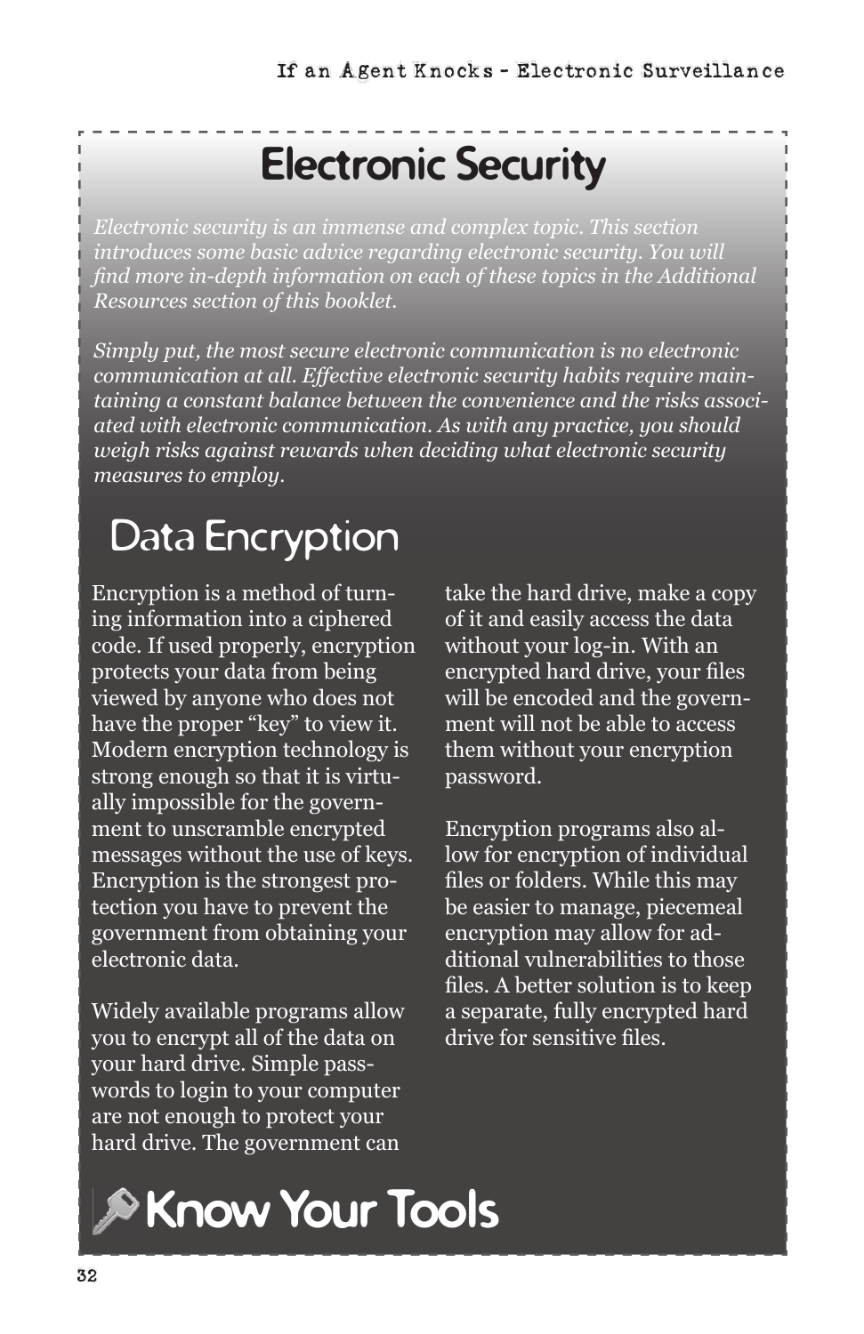# Electronic Security

*Electronic security is an immense and complex topic. This section introduces some basic advice regarding electronic security. You will find more in-depth information on each of these topics in the Additional Resources section of this booklet.*

*Simply put, the most secure electronic communication is no electronic communication at all. Effective electronic security habits require maintaining a constant balance between the convenience and the risks associated with electronic communication. As with any practice, you should weigh risks against rewards when deciding what electronic security measures to employ.*

## Data Encryption

Encryption is a method of turning information into a ciphered code. If used properly, encryption protects your data from being viewed by anyone who does not have the proper "key" to view it. Modern encryption technology is strong enough so that it is virtually impossible for the government to unscramble encrypted messages without the use of keys. Encryption is the strongest protection you have to prevent the government from obtaining your electronic data.

Widely available programs allow you to encrypt all of the data on your hard drive. Simple passwords to login to your computer are not enough to protect your hard drive. The government can take the hard drive, make a copy of it and easily access the data without your log-in. With an encrypted hard drive, your files will be encoded and the government will not be able to access them without your encryption password.

Encryption programs also allow for encryption of individual files or folders. While this may be easier to manage, piecemeal encryption may allow for additional vulnerabilities to those files. A better solution is to keep a separate, fully encrypted hard drive for sensitive files.

## Know Your Tools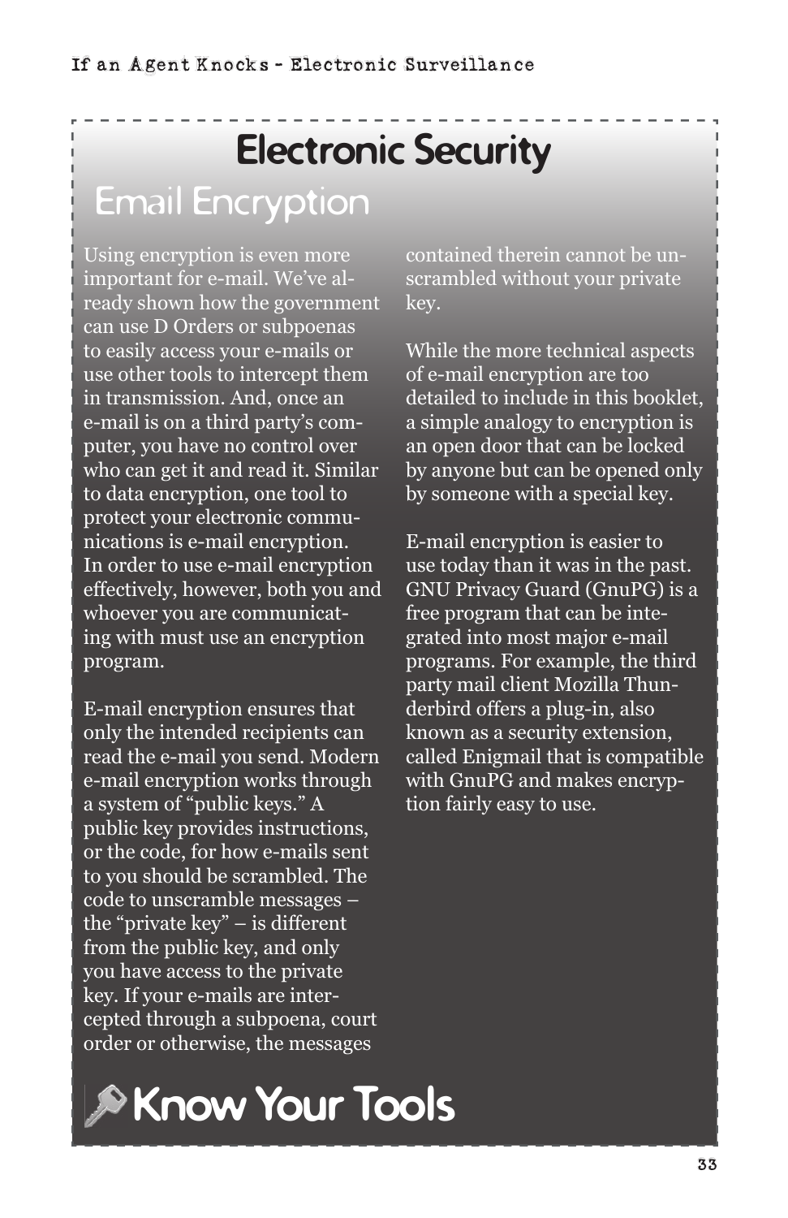# Electronic Security

## Email Encryption

Using encryption is even more important for e-mail. We've already shown how the government can use D Orders or subpoenas to easily access your e-mails or use other tools to intercept them in transmission. And, once an e-mail is on a third party's computer, you have no control over who can get it and read it. Similar to data encryption, one tool to protect your electronic communications is e-mail encryption. In order to use e-mail encryption effectively, however, both you and whoever you are communicating with must use an encryption program.

E-mail encryption ensures that only the intended recipients can read the e-mail you send. Modern e-mail encryption works through a system of "public keys." A public key provides instructions, or the code, for how e-mails sent to you should be scrambled. The code to unscramble messages – the "private key" – is different from the public key, and only you have access to the private key. If your e-mails are intercepted through a subpoena, court order or otherwise, the messages contained therein cannot be unscrambled without your private key.

While the more technical aspects of e-mail encryption are too detailed to include in this booklet, a simple analogy to encryption is an open door that can be locked by anyone but can be opened only by someone with a special key.

E-mail encryption is easier to use today than it was in the past. GNU Privacy Guard (GnuPG) is a free program that can be integrated into most major e-mail programs. For example, the third party mail client Mozilla Thunderbird offers a plug-in, also known as a security extension, called Enigmail that is compatible with GnuPG and makes encryption fairly easy to use.

**Know Your Tools**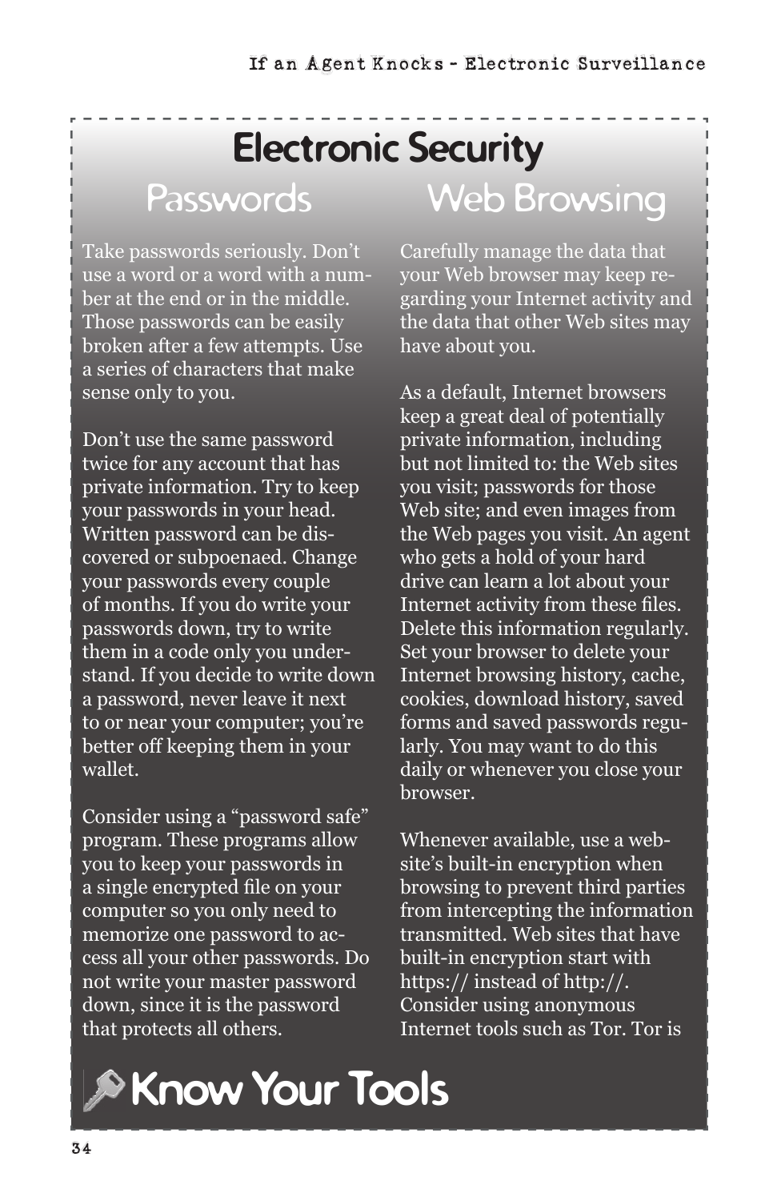# Electronic Security

## Passwords

Take passwords seriously. Don't use a word or a word with a number at the end or in the middle. Those passwords can be easily broken after a few attempts. Use a series of characters that make sense only to you.

Don't use the same password twice for any account that has private information. Try to keep your passwords in your head. Written password can be discovered or subpoenaed. Change your passwords every couple of months. If you do write your passwords down, try to write them in a code only you understand. If you decide to write down a password, never leave it next to or near your computer; you're better off keeping them in your wallet.

Consider using a "password safe" program. These programs allow you to keep your passwords in a single encrypted file on your computer so you only need to memorize one password to access all your other passwords. Do not write your master password down, since it is the password that protects all others.

## Web Browsing

Carefully manage the data that your Web browser may keep regarding your Internet activity and the data that other Web sites may have about you.

As a default, Internet browsers keep a great deal of potentially private information, including but not limited to: the Web sites you visit; passwords for those Web site; and even images from the Web pages you visit. An agent who gets a hold of your hard drive can learn a lot about your Internet activity from these files. Delete this information regularly. Set your browser to delete your Internet browsing history, cache, cookies, download history, saved forms and saved passwords regularly. You may want to do this daily or whenever you close your browser.

Whenever available, use a website's built-in encryption when browsing to prevent third parties from intercepting the information transmitted. Web sites that have built-in encryption start with https:// instead of http://. Consider using anonymous Internet tools such as Tor. Tor is

## Know Your Tools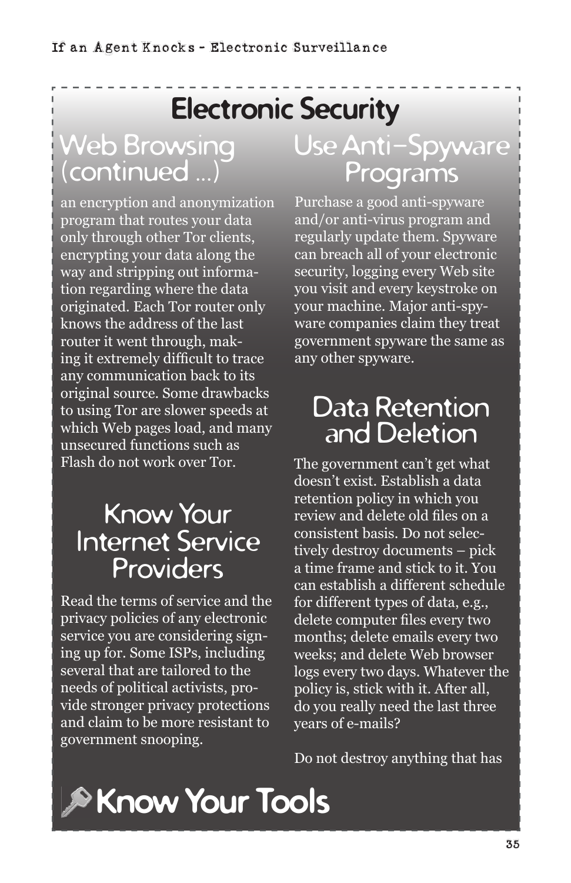# Electronic Security

## Web Browsing (continued ...)

an encryption and anonymization program that routes your data only through other Tor clients, encrypting your data along the way and stripping out information regarding where the data originated. Each Tor router only knows the address of the last router it went through, making it extremely difficult to trace any communication back to its original source. Some drawbacks to using Tor are slower speeds at which Web pages load, and many unsecured functions such as Flash do not work over Tor.

## Know Your Internet Service Providers

Read the terms of service and the privacy policies of any electronic service you are considering signing up for. Some ISPs, including several that are tailored to the needs of political activists, provide stronger privacy protections and claim to be more resistant to government snooping.

## Use Anti-Spyware Programs

Purchase a good anti-spyware and/or anti-virus program and regularly update them. Spyware can breach all of your electronic security, logging every Web site you visit and every keystroke on your machine. Major anti-spyware companies claim they treat government spyware the same as any other spyware.

## Data Retention and Deletion

The government can't get what doesn't exist. Establish a data retention policy in which you review and delete old files on a consistent basis. Do not selectively destroy documents – pick a time frame and stick to it. You can establish a different schedule for different types of data, e.g., delete computer files every two months; delete emails every two weeks; and delete Web browser logs every two days. Whatever the policy is, stick with it. After all, do you really need the last three years of e-mails?

Do not destroy anything that has

## Know Your Tools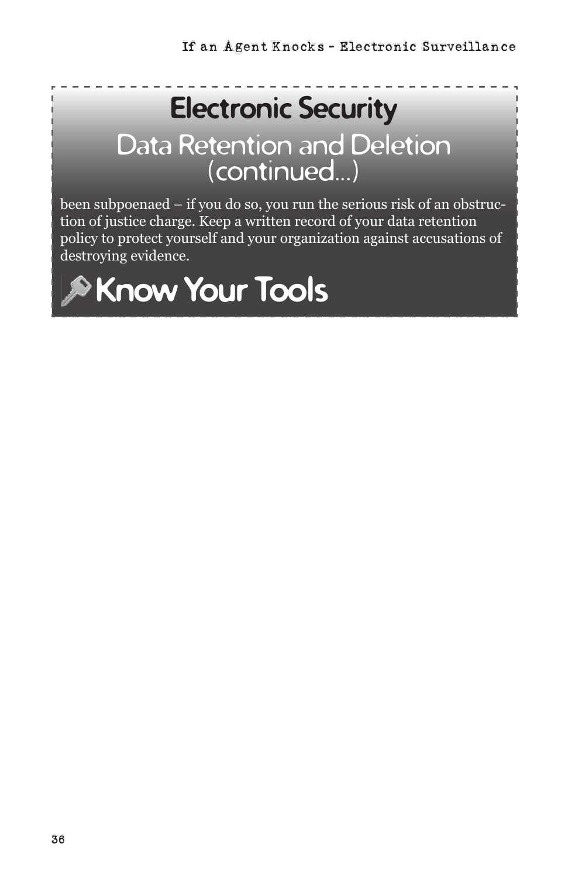# Electronic Security

## Data Retention and Deletion (continued...)

been subpoenaed – if you do so, you run the serious risk of an obstruction of justice charge. Keep a written record of your data retention policy to protect yourself and your organization against accusations of destroying evidence.

## Know Your Tools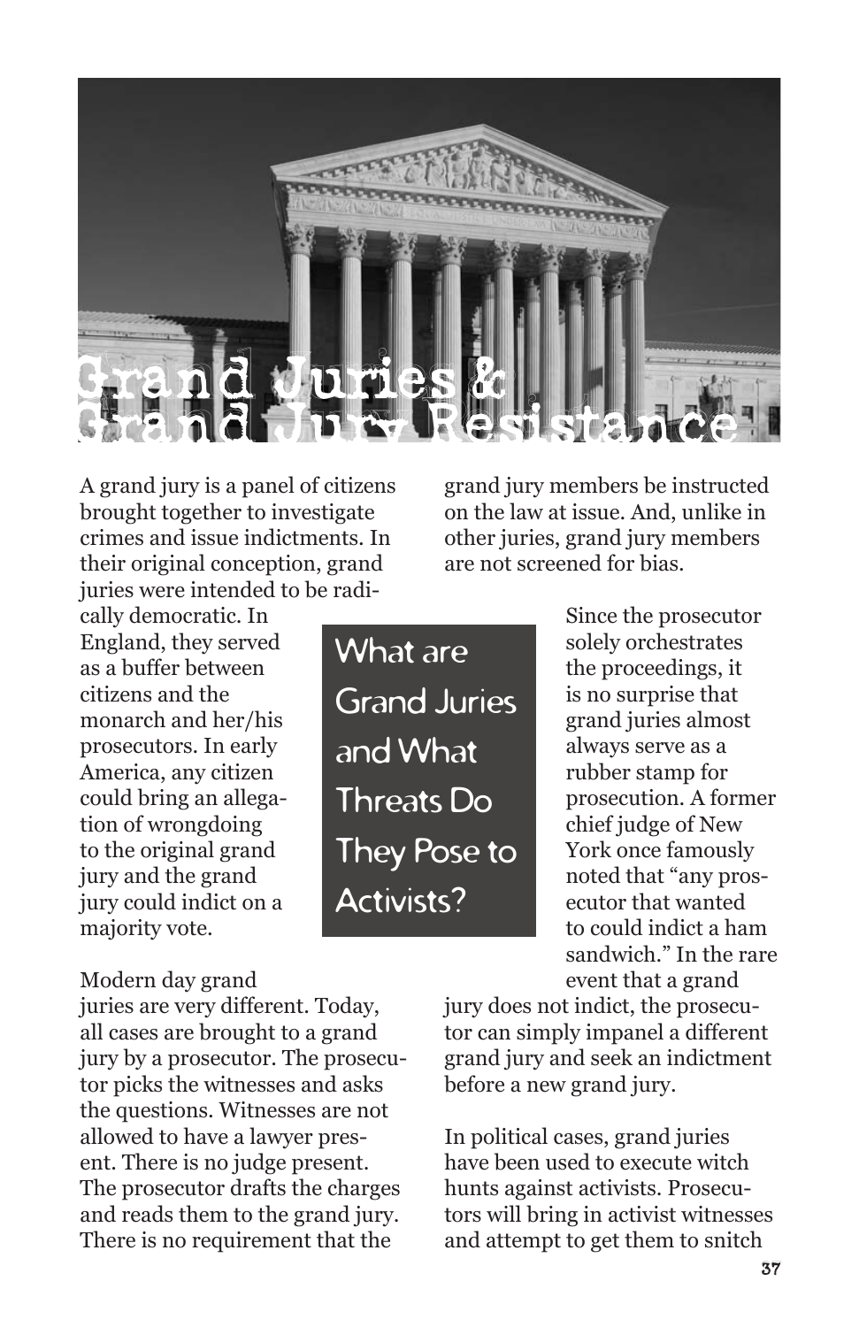# Grand Juries & Grand Jury Resistance

## What are Grand Juries and What Threats Do They Pose to Activists?

A grand jury is a panel of citizens brought together to investigate crimes and issue indictments. In their original conception, grand juries were intended to be radically democratic. In England, they served as a buffer between citizens and the monarch and her/his prosecutors. In early America, any citizen could bring an allegation of wrongdoing to the original grand jury and the grand jury could indict on a majority vote.

Modern day grand juries are very different. Today, all cases are brought to a grand jury by a prosecutor. The prosecutor picks the witnesses and asks the questions. Witnesses are not allowed to have a lawyer present. There is no judge present. The prosecutor drafts the charges and reads them to the grand jury. There is no requirement that the grand jury members be instructed on the law at issue. And, unlike in other juries, grand jury members are not screened for bias.

Since the prosecutor solely orchestrates the proceedings, it is no surprise that grand juries almost always serve as a rubber stamp for prosecution. A former chief judge of New York once famously noted that "any prosecutor that wanted to could indict a ham sandwich." In the rare event that a grand jury does not indict, the prosecutor can simply impanel a different grand jury and seek an indictment before a new grand jury.

In political cases, grand juries have been used to execute witch hunts against activists. Prosecutors will bring in activist witnesses and attempt to get them to snitch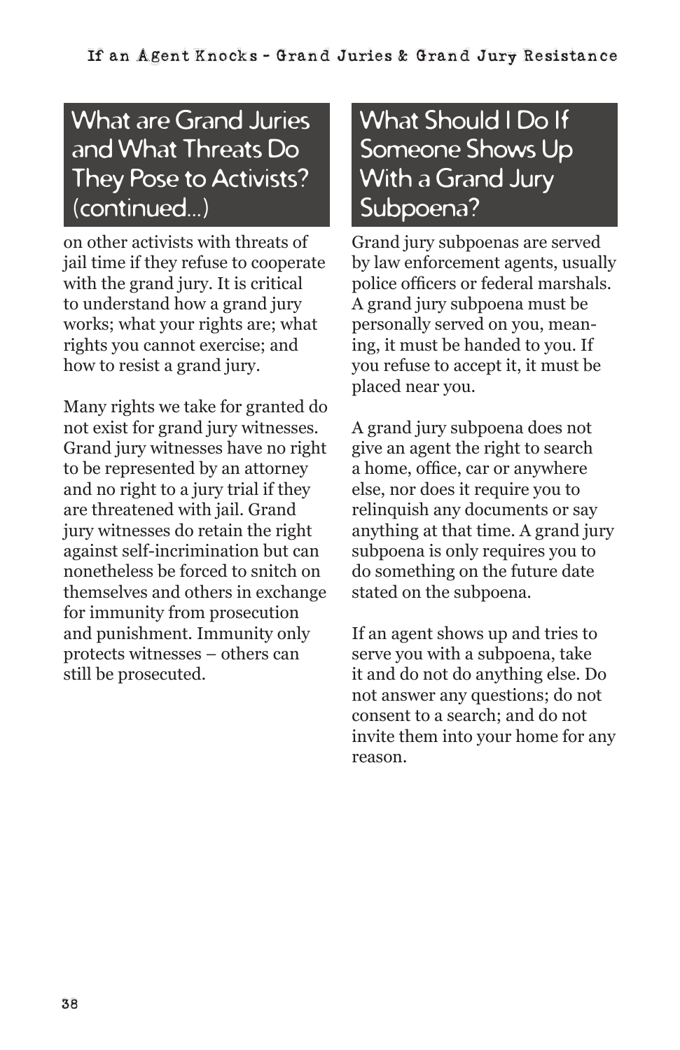## What are Grand Juries and What Threats Do They Pose to Activists? (continued...)

on other activists with threats of jail time if they refuse to cooperate with the grand jury. It is critical to understand how a grand jury works; what your rights are; what rights you cannot exercise; and how to resist a grand jury.

Many rights we take for granted do not exist for grand jury witnesses. Grand jury witnesses have no right to be represented by an attorney and no right to a jury trial if they are threatened with jail. Grand jury witnesses do retain the right against self-incrimination but can nonetheless be forced to snitch on themselves and others in exchange for immunity from prosecution and punishment. Immunity only protects witnesses – others can still be prosecuted.

## What Should I Do If Someone Shows Up With a Grand Jury Subpoena?

Grand jury subpoenas are served by law enforcement agents, usually police officers or federal marshals. A grand jury subpoena must be personally served on you, meaning, it must be handed to you. If you refuse to accept it, it must be placed near you.

A grand jury subpoena does not give an agent the right to search a home, office, car or anywhere else, nor does it require you to relinquish any documents or say anything at that time. A grand jury subpoena is only requires you to do something on the future date stated on the subpoena.

If an agent shows up and tries to serve you with a subpoena, take it and do not do anything else. Do not answer any questions; do not consent to a search; and do not invite them into your home for any reason.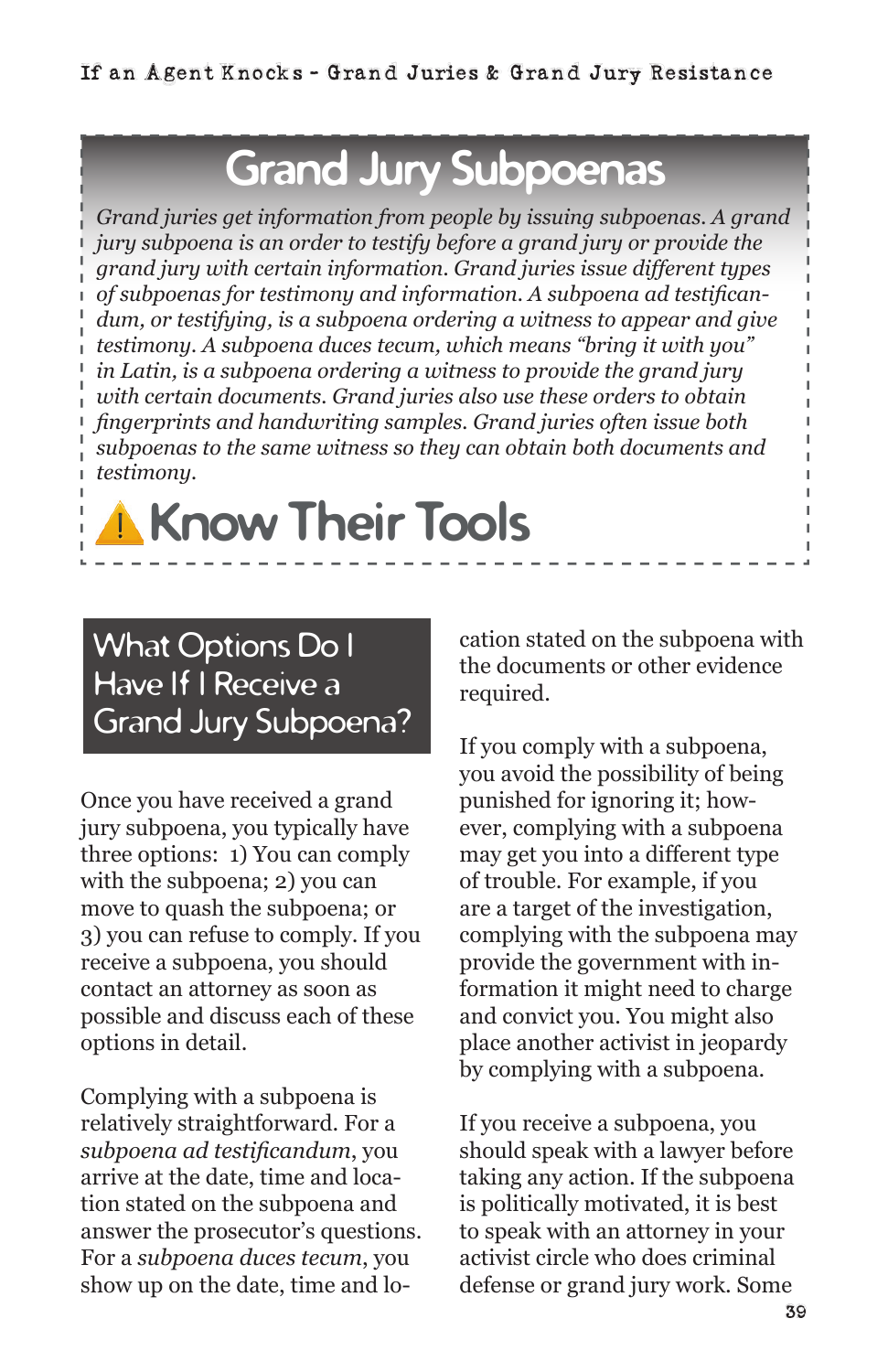# Grand Jury Subpoenas

*Grand juries get information from people by issuing subpoenas. A grand jury subpoena is an order to testify before a grand jury or provide the grand jury with certain information. Grand juries issue different types of subpoenas for testimony and information. A subpoena ad testificandum, or testifying, is a subpoena ordering a witness to appear and give testimony. A subpoena duces tecum, which means "bring it with you" in Latin, is a subpoena ordering a witness to provide the grand jury with certain documents. Grand juries also use these orders to obtain fingerprints and handwriting samples. Grand juries often issue both subpoenas to the same witness so they can obtain both documents and testimony.*

## ⚠ Know Their Tools

## What Options Do I Have If I Receive a Grand Jury Subpoena?

Once you have received a grand jury subpoena, you typically have three options: 1) You can comply with the subpoena; 2) you can move to quash the subpoena; or 3) you can refuse to comply. If you receive a subpoena, you should contact an attorney as soon as possible and discuss each of these options in detail.

Complying with a subpoena is relatively straightforward. For a *subpoena ad testificandum*, you arrive at the date, time and location stated on the subpoena and answer the prosecutor's questions. For a *subpoena duces tecum*, you show up on the date, time and location stated on the subpoena with the documents or other evidence required.

If you comply with a subpoena, you avoid the possibility of being punished for ignoring it; however, complying with a subpoena may get you into a different type of trouble. For example, if you are a target of the investigation, complying with the subpoena may provide the government with information it might need to charge and convict you. You might also place another activist in jeopardy by complying with a subpoena.

If you receive a subpoena, you should speak with a lawyer before taking any action. If the subpoena is politically motivated, it is best to speak with an attorney in your activist circle who does criminal defense or grand jury work. Some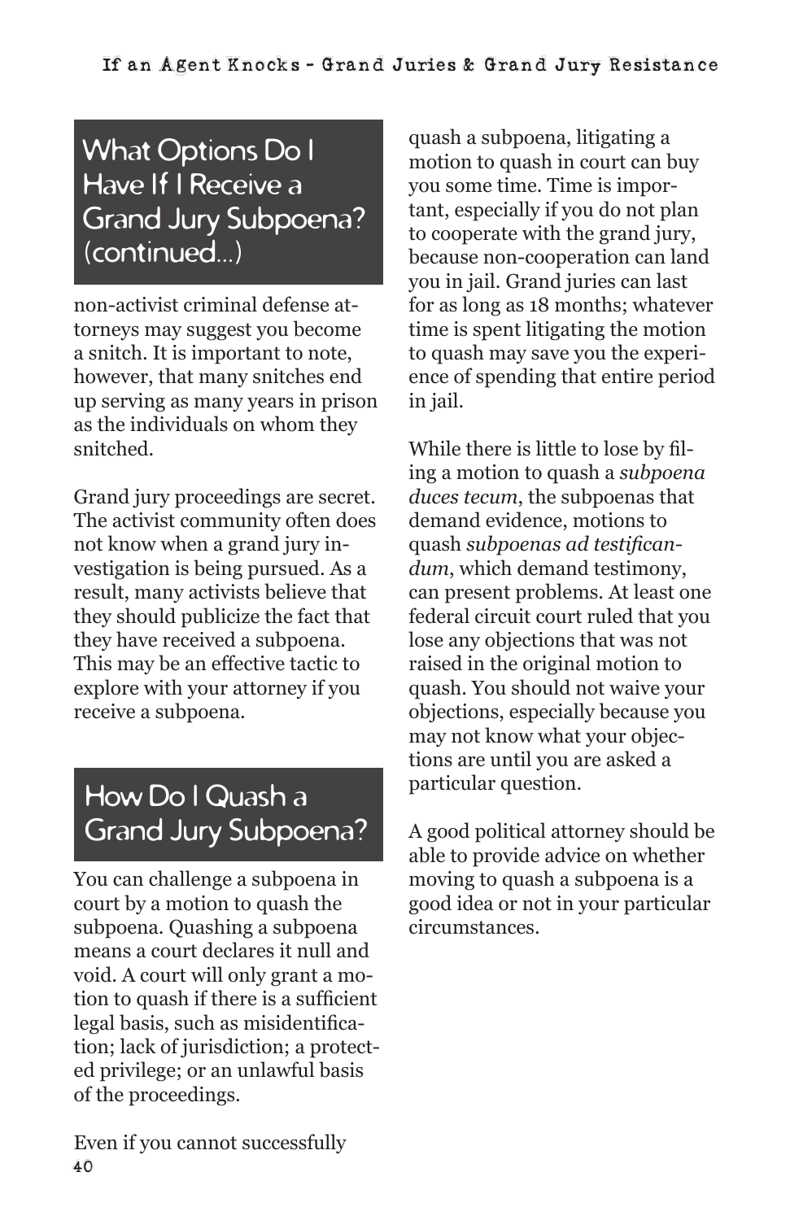## What Options Do I Have If I Receive a Grand Jury Subpoena? (continued...)

non-activist criminal defense attorneys may suggest you become a snitch. It is important to note, however, that many snitches end up serving as many years in prison as the individuals on whom they snitched.

Grand jury proceedings are secret. The activist community often does not know when a grand jury investigation is being pursued. As a result, many activists believe that they should publicize the fact that they have received a subpoena. This may be an effective tactic to explore with your attorney if you receive a subpoena.

## How Do I Quash a Grand Jury Subpoena?

You can challenge a subpoena in court by a motion to quash the subpoena. Quashing a subpoena means a court declares it null and void. A court will only grant a motion to quash if there is a sufficient legal basis, such as misidentification; lack of jurisdiction; a protected privilege; or an unlawful basis of the proceedings.

Even if you cannot successfully quash a subpoena, litigating a motion to quash in court can buy you some time. Time is important, especially if you do not plan to cooperate with the grand jury, because non-cooperation can land you in jail. Grand juries can last for as long as 18 months; whatever time is spent litigating the motion to quash may save you the experience of spending that entire period in jail.

While there is little to lose by filing a motion to quash a *subpoena duces tecum*, the subpoenas that demand evidence, motions to quash *subpoenas ad testificandum*, which demand testimony, can present problems. At least one federal circuit court ruled that you lose any objections that was not raised in the original motion to quash. You should not waive your objections, especially because you may not know what your objections are until you are asked a particular question.

A good political attorney should be able to provide advice on whether moving to quash a subpoena is a good idea or not in your particular circumstances.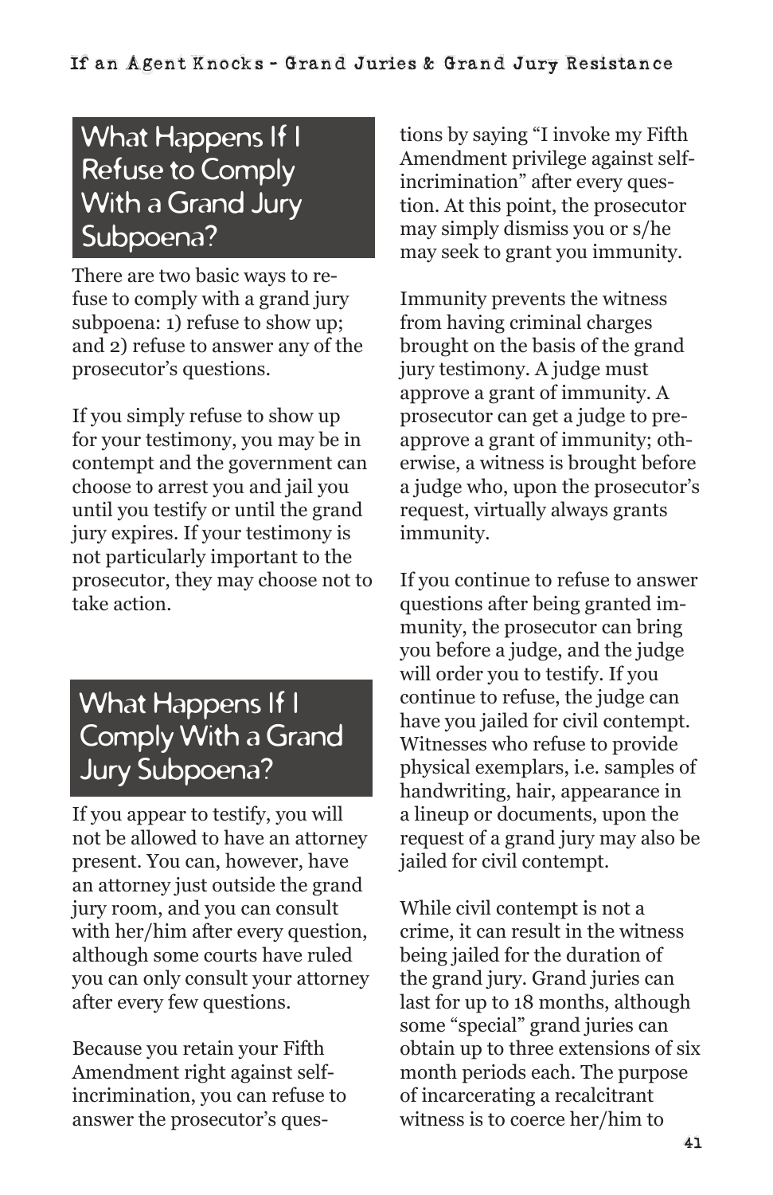## What Happens If I Refuse to Comply With a Grand Jury Subpoena?

There are two basic ways to refuse to comply with a grand jury subpoena: 1) refuse to show up; and 2) refuse to answer any of the prosecutor's questions.

If you simply refuse to show up for your testimony, you may be in contempt and the government can choose to arrest you and jail you until you testify or until the grand jury expires. If your testimony is not particularly important to the prosecutor, they may choose not to take action.

## What Happens If I Comply With a Grand Jury Subpoena?

If you appear to testify, you will not be allowed to have an attorney present. You can, however, have an attorney just outside the grand jury room, and you can consult with her/him after every question, although some courts have ruled you can only consult your attorney after every few questions.

Because you retain your Fifth Amendment right against self-incrimination, you can refuse to answer the prosecutor's questions by saying "I invoke my Fifth Amendment privilege against self-incrimination" after every question. At this point, the prosecutor may simply dismiss you or s/he may seek to grant you immunity.

Immunity prevents the witness from having criminal charges brought on the basis of the grand jury testimony. A judge must approve a grant of immunity. A prosecutor can get a judge to pre-approve a grant of immunity; otherwise, a witness is brought before a judge who, upon the prosecutor's request, virtually always grants immunity.

If you continue to refuse to answer questions after being granted immunity, the prosecutor can bring you before a judge, and the judge will order you to testify. If you continue to refuse, the judge can have you jailed for civil contempt. Witnesses who refuse to provide physical exemplars, i.e. samples of handwriting, hair, appearance in a lineup or documents, upon the request of a grand jury may also be jailed for civil contempt.

While civil contempt is not a crime, it can result in the witness being jailed for the duration of the grand jury. Grand juries can last for up to 18 months, although some "special" grand juries can obtain up to three extensions of six month periods each. The purpose of incarcerating a recalcitrant witness is to coerce her/him to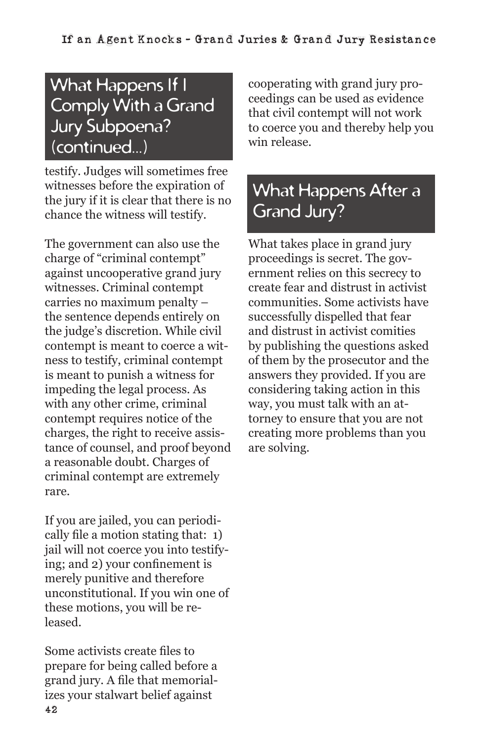## What Happens If I Comply With a Grand Jury Subpoena? (continued...)

testify. Judges will sometimes free witnesses before the expiration of the jury if it is clear that there is no chance the witness will testify.

The government can also use the charge of "criminal contempt" against uncooperative grand jury witnesses. Criminal contempt carries no maximum penalty – the sentence depends entirely on the judge's discretion. While civil contempt is meant to coerce a witness to testify, criminal contempt is meant to punish a witness for impeding the legal process. As with any other crime, criminal contempt requires notice of the charges, the right to receive assistance of counsel, and proof beyond a reasonable doubt. Charges of criminal contempt are extremely rare.

If you are jailed, you can periodically file a motion stating that: 1) jail will not coerce you into testifying; and 2) your confinement is merely punitive and therefore unconstitutional. If you win one of these motions, you will be released.

Some activists create files to prepare for being called before a grand jury. A file that memorializes your stalwart belief against cooperating with grand jury proceedings can be used as evidence that civil contempt will not work to coerce you and thereby help you win release.

## What Happens After a Grand Jury?

What takes place in grand jury proceedings is secret. The government relies on this secrecy to create fear and distrust in activist communities. Some activists have successfully dispelled that fear and distrust in activist comities by publishing the questions asked of them by the prosecutor and the answers they provided. If you are considering taking action in this way, you must talk with an attorney to ensure that you are not creating more problems than you are solving.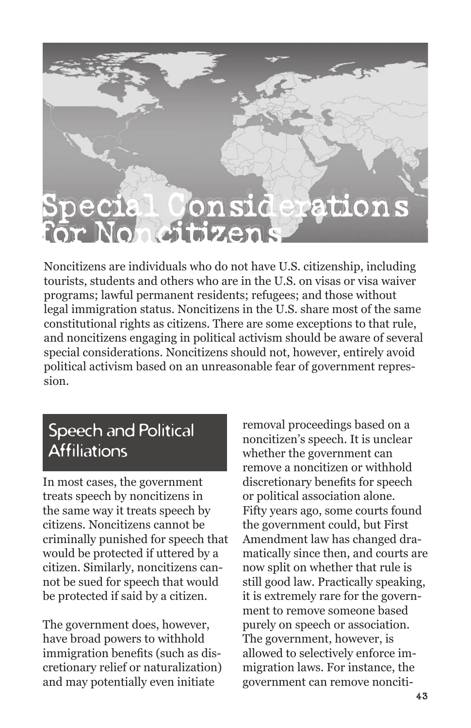# Special Considerations for Noncitizens

Noncitizens are individuals who do not have U.S. citizenship, including tourists, students and others who are in the U.S. on visas or visa waiver programs; lawful permanent residents; refugees; and those without legal immigration status. Noncitizens in the U.S. share most of the same constitutional rights as citizens. There are some exceptions to that rule, and noncitizens engaging in political activism should be aware of several special considerations. Noncitizens should not, however, entirely avoid political activism based on an unreasonable fear of government repression.

## Speech and Political Affiliations

In most cases, the government treats speech by noncitizens in the same way it treats speech by citizens. Noncitizens cannot be criminally punished for speech that would be protected if uttered by a citizen. Similarly, noncitizens cannot be sued for speech that would be protected if said by a citizen.

The government does, however, have broad powers to withhold immigration benefits (such as discretionary relief or naturalization) and may potentially even initiate removal proceedings based on a noncitizen's speech. It is unclear whether the government can remove a noncitizen or withhold discretionary benefits for speech or political association alone. Fifty years ago, some courts found the government could, but First Amendment law has changed dramatically since then, and courts are now split on whether that rule is still good law. Practically speaking, it is extremely rare for the government to remove someone based purely on speech or association. The government, however, is allowed to selectively enforce immigration laws. For instance, the government can remove nonciti-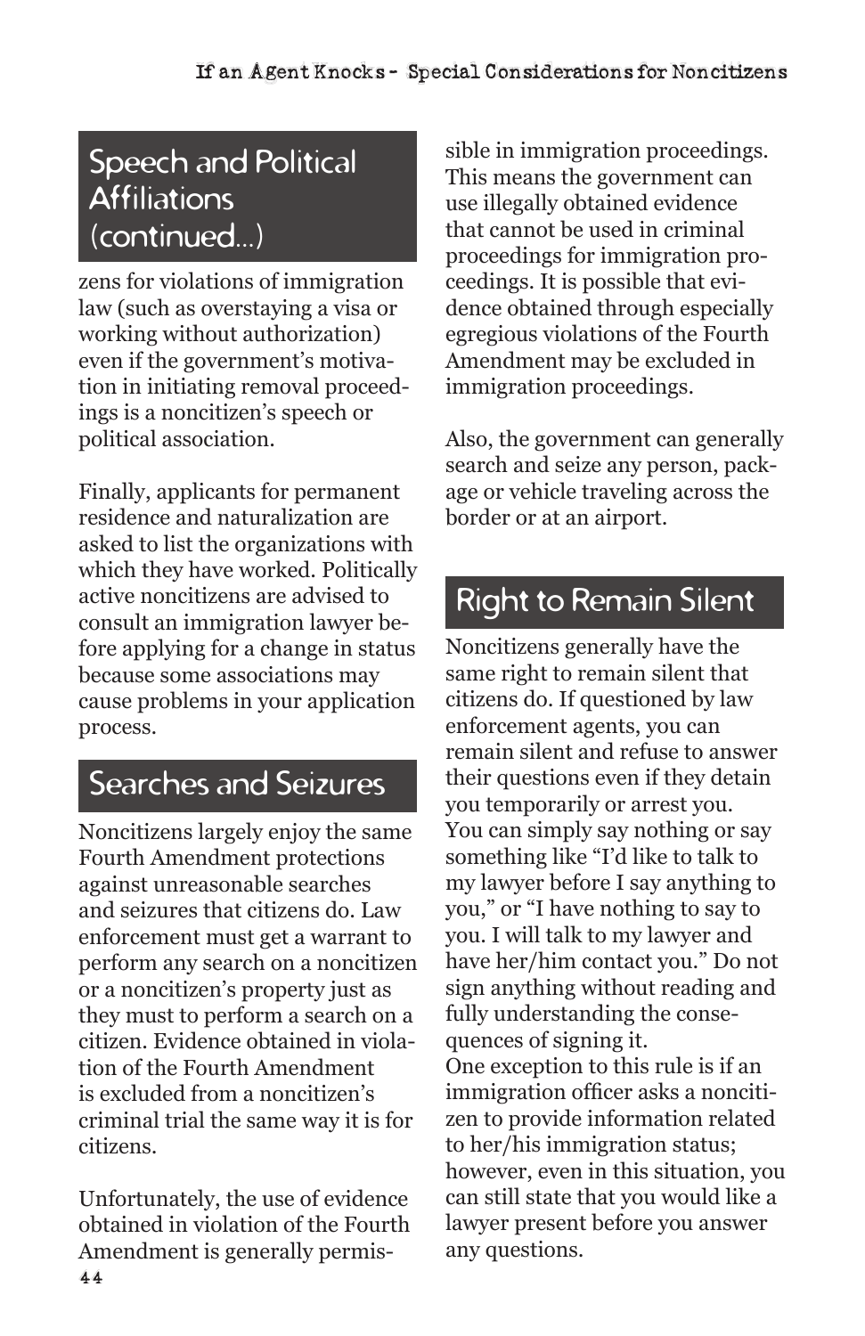## Speech and Political Affiliations (continued...)

zens for violations of immigration law (such as overstaying a visa or working without authorization) even if the government's motivation in initiating removal proceedings is a noncitizen's speech or political association.

Finally, applicants for permanent residence and naturalization are asked to list the organizations with which they have worked. Politically active noncitizens are advised to consult an immigration lawyer before applying for a change in status because some associations may cause problems in your application process.

## Searches and Seizures

Noncitizens largely enjoy the same Fourth Amendment protections against unreasonable searches and seizures that citizens do. Law enforcement must get a warrant to perform any search on a noncitizen or a noncitizen's property just as they must to perform a search on a citizen. Evidence obtained in violation of the Fourth Amendment is excluded from a noncitizen's criminal trial the same way it is for citizens.

Unfortunately, the use of evidence obtained in violation of the Fourth Amendment is generally permissible in immigration proceedings. This means the government can use illegally obtained evidence that cannot be used in criminal proceedings for immigration proceedings. It is possible that evidence obtained through especially egregious violations of the Fourth Amendment may be excluded in immigration proceedings.

Also, the government can generally search and seize any person, package or vehicle traveling across the border or at an airport.

## Right to Remain Silent

Noncitizens generally have the same right to remain silent that citizens do. If questioned by law enforcement agents, you can remain silent and refuse to answer their questions even if they detain you temporarily or arrest you. You can simply say nothing or say something like "I'd like to talk to my lawyer before I say anything to you," or "I have nothing to say to you. I will talk to my lawyer and have her/him contact you." Do not sign anything without reading and fully understanding the consequences of signing it.

One exception to this rule is if an immigration officer asks a noncitizen to provide information related to her/his immigration status; however, even in this situation, you can still state that you would like a lawyer present before you answer any questions.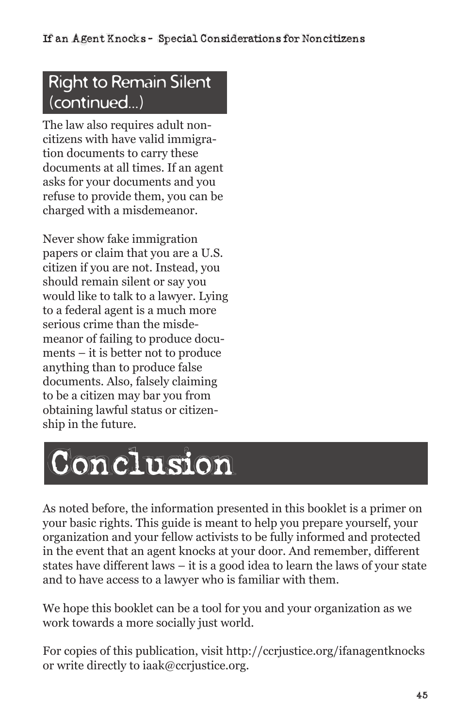## Right to Remain Silent (continued...)

The law also requires adult non-citizens with have valid immigration documents to carry these documents at all times. If an agent asks for your documents and you refuse to provide them, you can be charged with a misdemeanor.

Never show fake immigration papers or claim that you are a U.S. citizen if you are not. Instead, you should remain silent or say you would like to talk to a lawyer. Lying to a federal agent is a much more serious crime than the misdemeanor of failing to produce documents – it is better not to produce anything than to produce false documents. Also, falsely claiming to be a citizen may bar you from obtaining lawful status or citizenship in the future.

# Conclusion

As noted before, the information presented in this booklet is a primer on your basic rights. This guide is meant to help you prepare yourself, your organization and your fellow activists to be fully informed and protected in the event that an agent knocks at your door. And remember, different states have different laws – it is a good idea to learn the laws of your state and to have access to a lawyer who is familiar with them.

We hope this booklet can be a tool for you and your organization as we work towards a more socially just world.

For copies of this publication, visit http://ccrjustice.org/ifanagentknocks or write directly to iaak@ccrjustice.org.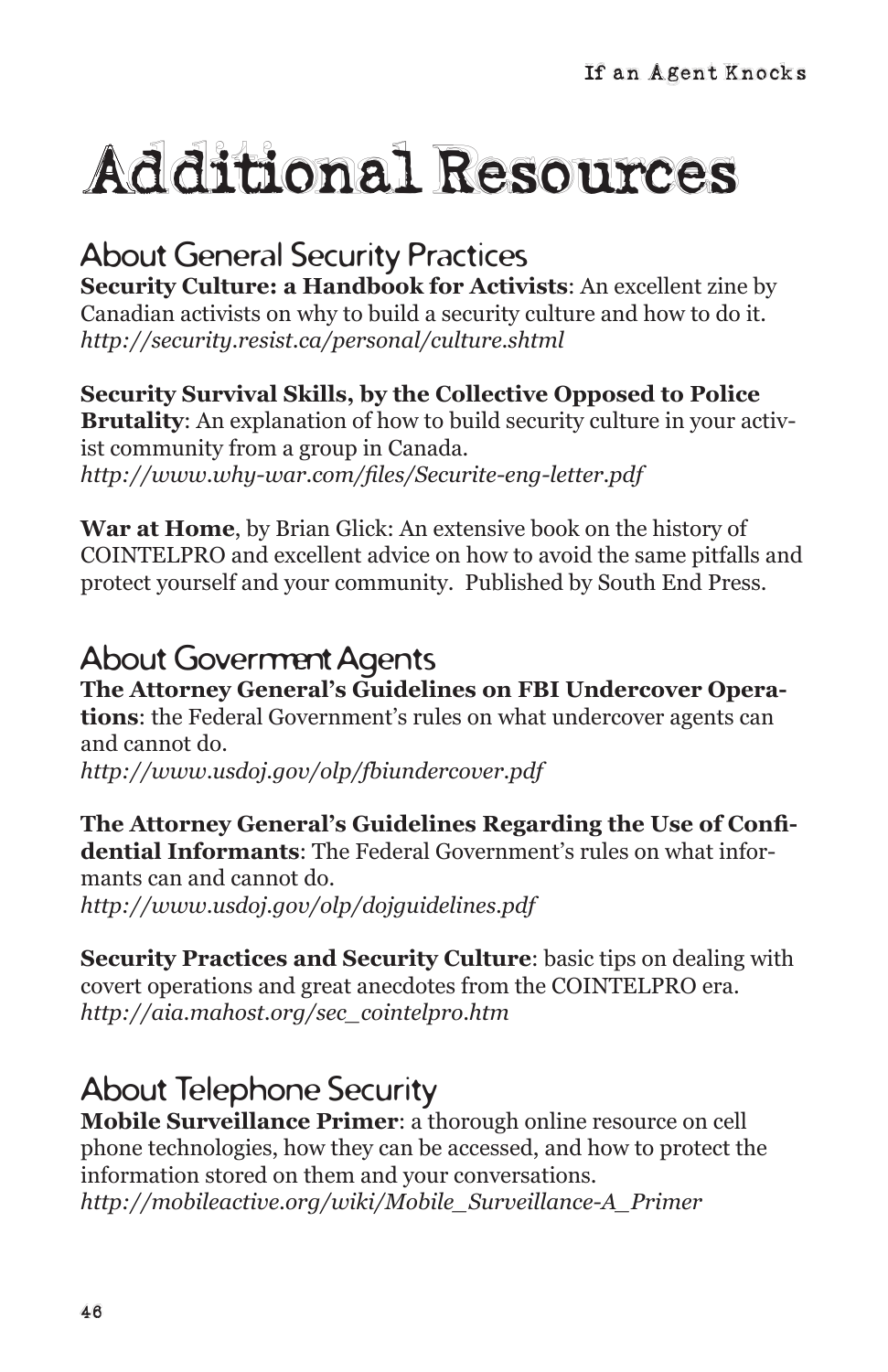# Additional Resources

## About General Security Practices

**Security Culture: a Handbook for Activists**: An excellent zine by Canadian activists on why to build a security culture and how to do it.
*http://security.resist.ca/personal/culture.shtml*

**Security Survival Skills, by the Collective Opposed to Police Brutality**: An explanation of how to build security culture in your activist community from a group in Canada.
*http://www.why-war.com/files/Securite-eng-letter.pdf*

**War at Home**, by Brian Glick: An extensive book on the history of COINTELPRO and excellent advice on how to avoid the same pitfalls and protect yourself and your community. Published by South End Press.

## About Government Agents

**The Attorney General's Guidelines on FBI Undercover Operations**: the Federal Government's rules on what undercover agents can and cannot do.
*http://www.usdoj.gov/olp/fbiundercover.pdf*

**The Attorney General's Guidelines Regarding the Use of Confidential Informants**: The Federal Government's rules on what informants can and cannot do.
*http://www.usdoj.gov/olp/dojguidelines.pdf*

**Security Practices and Security Culture**: basic tips on dealing with covert operations and great anecdotes from the COINTELPRO era.
*http://aia.mahost.org/sec_cointelpro.htm*

## About Telephone Security

**Mobile Surveillance Primer**: a thorough online resource on cell phone technologies, how they can be accessed, and how to protect the information stored on them and your conversations.
*http://mobileactive.org/wiki/Mobile_Surveillance-A_Primer*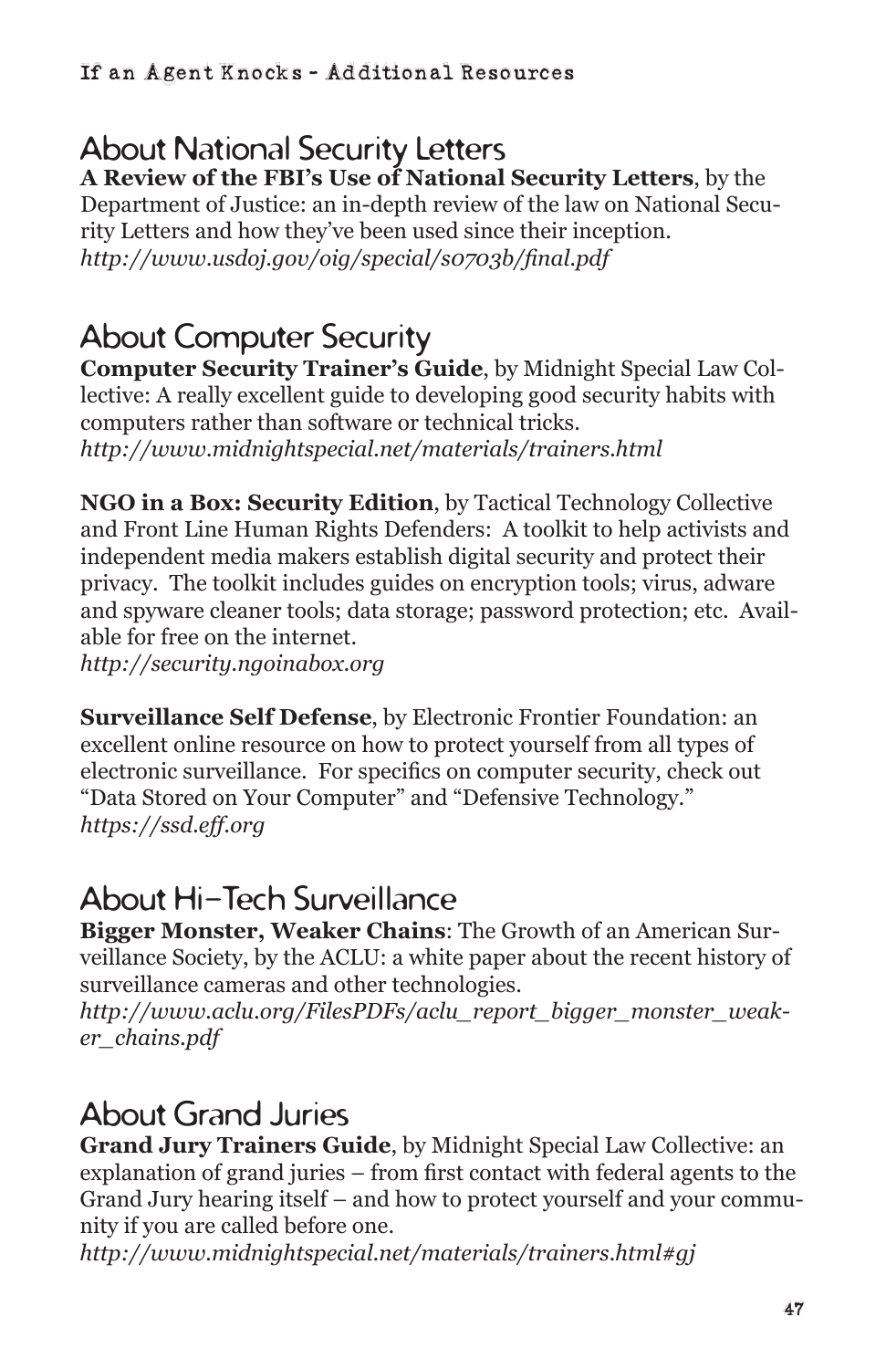## About National Security Letters

**A Review of the FBI's Use of National Security Letters**, by the Department of Justice: an in-depth review of the law on National Security Letters and how they've been used since their inception.
*http://www.usdoj.gov/oig/special/s0703b/final.pdf*

## About Computer Security

**Computer Security Trainer's Guide**, by Midnight Special Law Collective: A really excellent guide to developing good security habits with computers rather than software or technical tricks.
*http://www.midnightspecial.net/materials/trainers.html*

**NGO in a Box: Security Edition**, by Tactical Technology Collective and Front Line Human Rights Defenders: A toolkit to help activists and independent media makers establish digital security and protect their privacy. The toolkit includes guides on encryption tools; virus, adware and spyware cleaner tools; data storage; password protection; etc. Available for free on the internet.
*http://security.ngoinabox.org*

**Surveillance Self Defense**, by Electronic Frontier Foundation: an excellent online resource on how to protect yourself from all types of electronic surveillance. For specifics on computer security, check out "Data Stored on Your Computer" and "Defensive Technology."
*https://ssd.eff.org*

## About Hi-Tech Surveillance

**Bigger Monster, Weaker Chains**: The Growth of an American Surveillance Society, by the ACLU: a white paper about the recent history of surveillance cameras and other technologies.
*http://www.aclu.org/FilesPDFs/aclu_report_bigger_monster_weaker_chains.pdf*

## About Grand Juries

**Grand Jury Trainers Guide**, by Midnight Special Law Collective: an explanation of grand juries – from first contact with federal agents to the Grand Jury hearing itself – and how to protect yourself and your community if you are called before one.
*http://www.midnightspecial.net/materials/trainers.html#gj*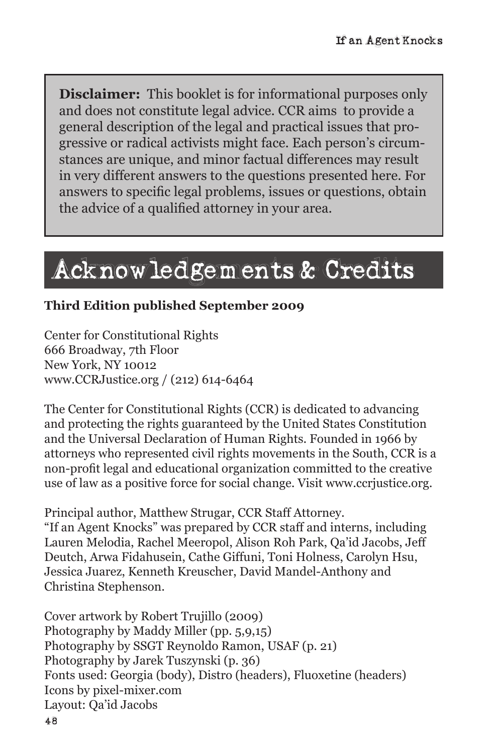**Disclaimer:** This booklet is for informational purposes only and does not constitute legal advice. CCR aims to provide a general description of the legal and practical issues that progressive or radical activists might face. Each person's circumstances are unique, and minor factual differences may result in very different answers to the questions presented here. For answers to specific legal problems, issues or questions, obtain the advice of a qualified attorney in your area.

# Acknowledgements & Credits

**Third Edition published September 2009**

Center for Constitutional Rights
666 Broadway, 7th Floor
New York, NY 10012
www.CCRJustice.org / (212) 614-6464

The Center for Constitutional Rights (CCR) is dedicated to advancing and protecting the rights guaranteed by the United States Constitution and the Universal Declaration of Human Rights. Founded in 1966 by attorneys who represented civil rights movements in the South, CCR is a non-profit legal and educational organization committed to the creative use of law as a positive force for social change. Visit www.ccrjustice.org.

Principal author, Matthew Strugar, CCR Staff Attorney.
"If an Agent Knocks" was prepared by CCR staff and interns, including Lauren Melodia, Rachel Meeropol, Alison Roh Park, Qa'id Jacobs, Jeff Deutch, Arwa Fidahusein, Cathe Giffuni, Toni Holness, Carolyn Hsu, Jessica Juarez, Kenneth Kreuscher, David Mandel-Anthony and Christina Stephenson.

Cover artwork by Robert Trujillo (2009)
Photography by Maddy Miller (pp. 5,9,15)
Photography by SSGT Reynoldo Ramon, USAF (p. 21)
Photography by Jarek Tuszynski (p. 36)
Fonts used: Georgia (body), Distro (headers), Fluoxetine (headers)
Icons by pixel-mixer.com
Layout: Qa'id Jacobs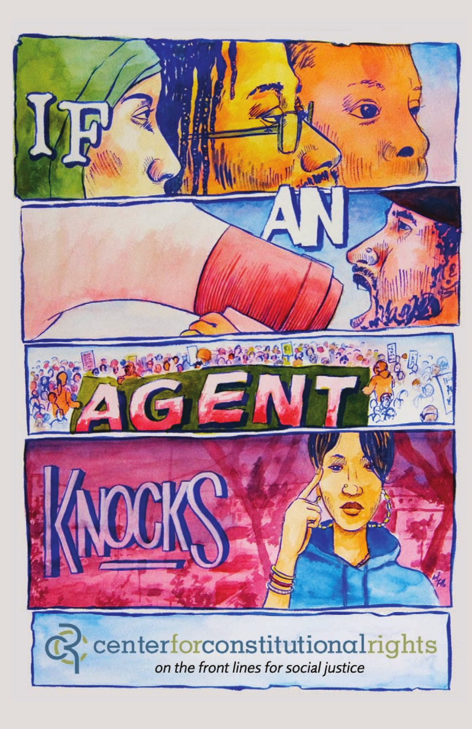# IF AN AGENT KNOCKS

centerforconstitutionalrights

*on the front lines for social justice*